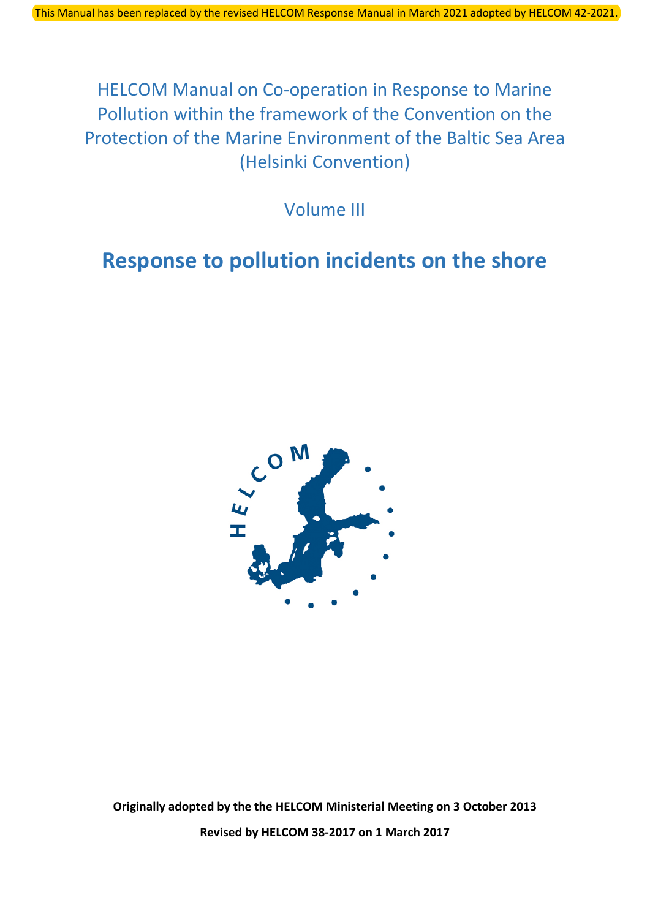This Manual has been replaced by the revised HELCOM Response Manual in March 2021 adopted by HELCOM 42-2021.

# HELCOM Manual on Co-operation in Response to Marine Pollution within the framework of the Convention on the Protection of the Marine Environment of the Baltic Sea Area (Helsinki Convention)

Volume III

# Response to pollution incidents on the shore

**Originally adopted by the the HELCOM Ministerial Meeting on 3 October 2013**

**Revised by HELCOM 38-2017 on 1 March 2017**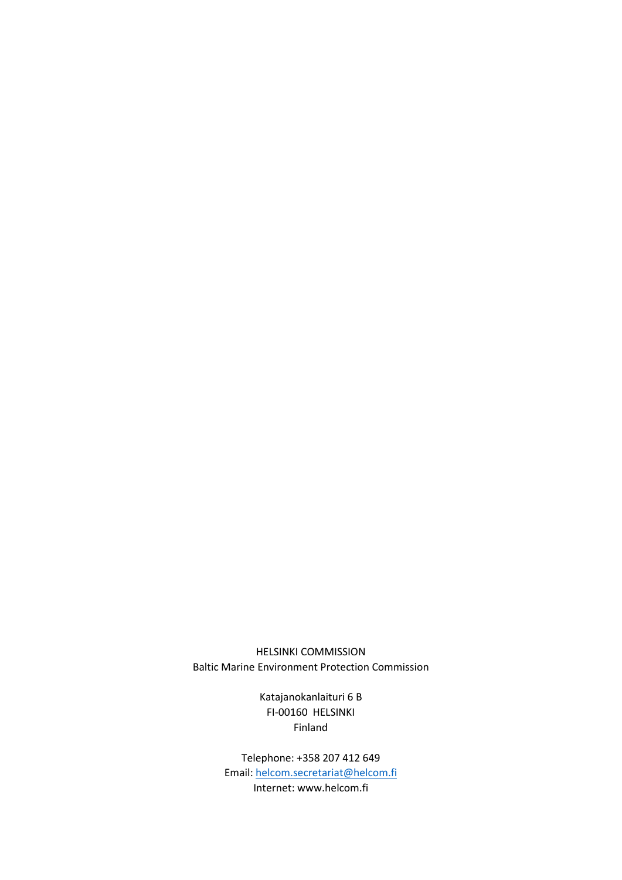HELSINKI COMMISSION
Baltic Marine Environment Protection Commission

Katajanokanlaituri 6 B
FI-00160 HELSINKI
Finland

Telephone: +358 207 412 649
Email: helcom.secretariat@helcom.fi
Internet: www.helcom.fi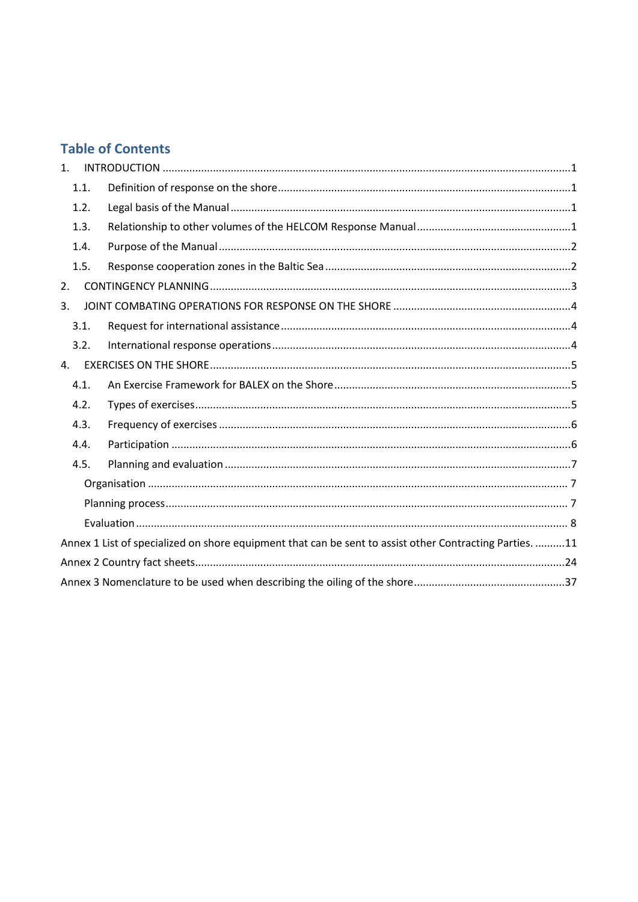## Table of Contents

1. INTRODUCTION ..... 1
   - 1.1. Definition of response on the shore ..... 1
   - 1.2. Legal basis of the Manual ..... 1
   - 1.3. Relationship to other volumes of the HELCOM Response Manual ..... 1
   - 1.4. Purpose of the Manual ..... 2
   - 1.5. Response cooperation zones in the Baltic Sea ..... 2
2. CONTINGENCY PLANNING ..... 3
3. JOINT COMBATING OPERATIONS FOR RESPONSE ON THE SHORE ..... 4
   - 3.1. Request for international assistance ..... 4
   - 3.2. International response operations ..... 4
4. EXERCISES ON THE SHORE ..... 5
   - 4.1. An Exercise Framework for BALEX on the Shore ..... 5
   - 4.2. Types of exercises ..... 5
   - 4.3. Frequency of exercises ..... 6
   - 4.4. Participation ..... 6
   - 4.5. Planning and evaluation ..... 7
     - Organisation ..... 7
     - Planning process ..... 7
     - Evaluation ..... 8

Annex 1 List of specialized on shore equipment that can be sent to assist other Contracting Parties. ..... 11

Annex 2 Country fact sheets ..... 24

Annex 3 Nomenclature to be used when describing the oiling of the shore ..... 37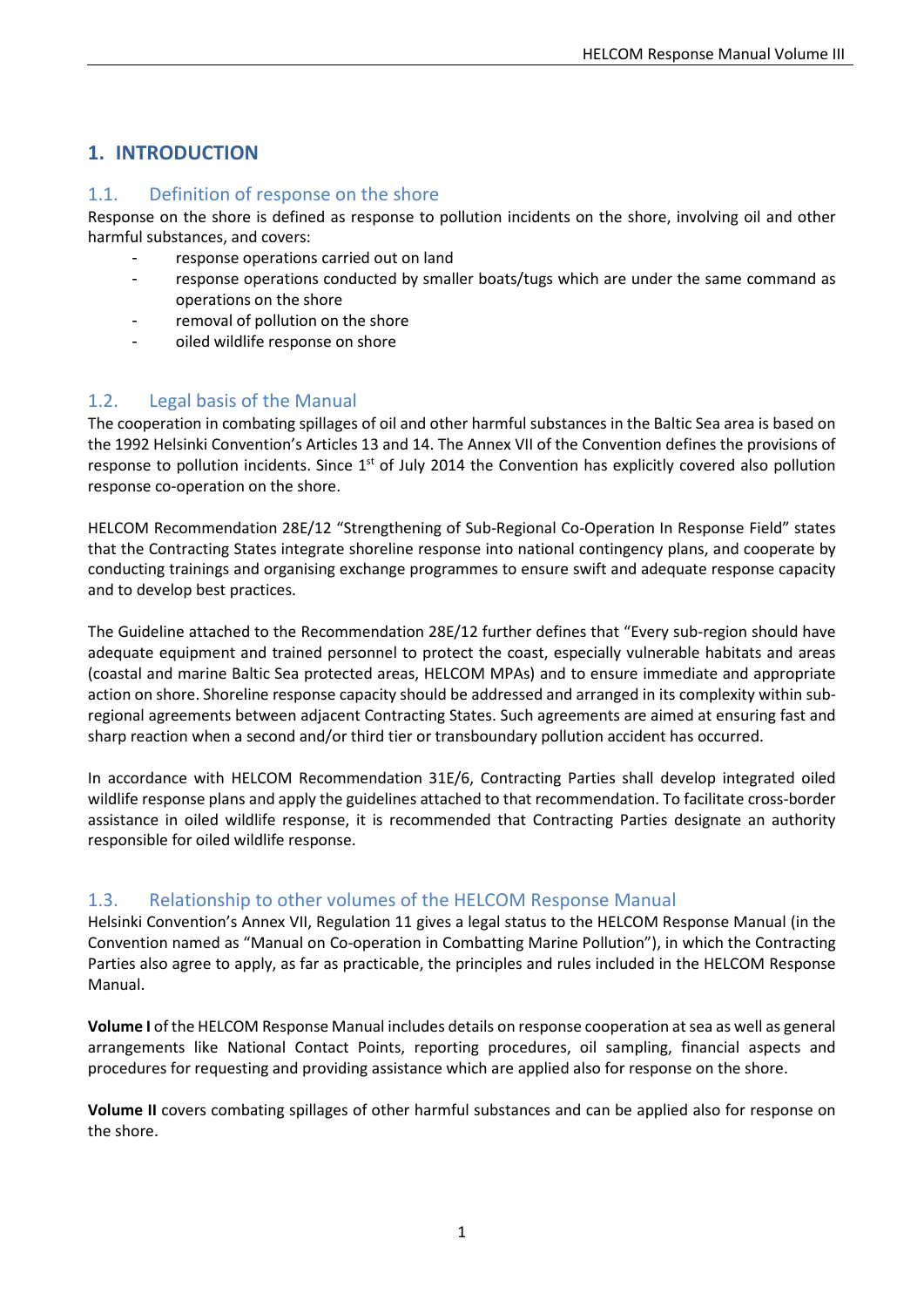# 1. INTRODUCTION

## 1.1. Definition of response on the shore

Response on the shore is defined as response to pollution incidents on the shore, involving oil and other harmful substances, and covers:

- response operations carried out on land
- response operations conducted by smaller boats/tugs which are under the same command as operations on the shore
- removal of pollution on the shore
- oiled wildlife response on shore

## 1.2. Legal basis of the Manual

The cooperation in combating spillages of oil and other harmful substances in the Baltic Sea area is based on the 1992 Helsinki Convention's Articles 13 and 14. The Annex VII of the Convention defines the provisions of response to pollution incidents. Since 1st of July 2014 the Convention has explicitly covered also pollution response co-operation on the shore.

HELCOM Recommendation 28E/12 "Strengthening of Sub-Regional Co-Operation In Response Field" states that the Contracting States integrate shoreline response into national contingency plans, and cooperate by conducting trainings and organising exchange programmes to ensure swift and adequate response capacity and to develop best practices.

The Guideline attached to the Recommendation 28E/12 further defines that "Every sub-region should have adequate equipment and trained personnel to protect the coast, especially vulnerable habitats and areas (coastal and marine Baltic Sea protected areas, HELCOM MPAs) and to ensure immediate and appropriate action on shore. Shoreline response capacity should be addressed and arranged in its complexity within sub-regional agreements between adjacent Contracting States. Such agreements are aimed at ensuring fast and sharp reaction when a second and/or third tier or transboundary pollution accident has occurred.

In accordance with HELCOM Recommendation 31E/6, Contracting Parties shall develop integrated oiled wildlife response plans and apply the guidelines attached to that recommendation. To facilitate cross-border assistance in oiled wildlife response, it is recommended that Contracting Parties designate an authority responsible for oiled wildlife response.

## 1.3. Relationship to other volumes of the HELCOM Response Manual

Helsinki Convention's Annex VII, Regulation 11 gives a legal status to the HELCOM Response Manual (in the Convention named as "Manual on Co-operation in Combatting Marine Pollution"), in which the Contracting Parties also agree to apply, as far as practicable, the principles and rules included in the HELCOM Response Manual.

**Volume I** of the HELCOM Response Manual includes details on response cooperation at sea as well as general arrangements like National Contact Points, reporting procedures, oil sampling, financial aspects and procedures for requesting and providing assistance which are applied also for response on the shore.

**Volume II** covers combating spillages of other harmful substances and can be applied also for response on the shore.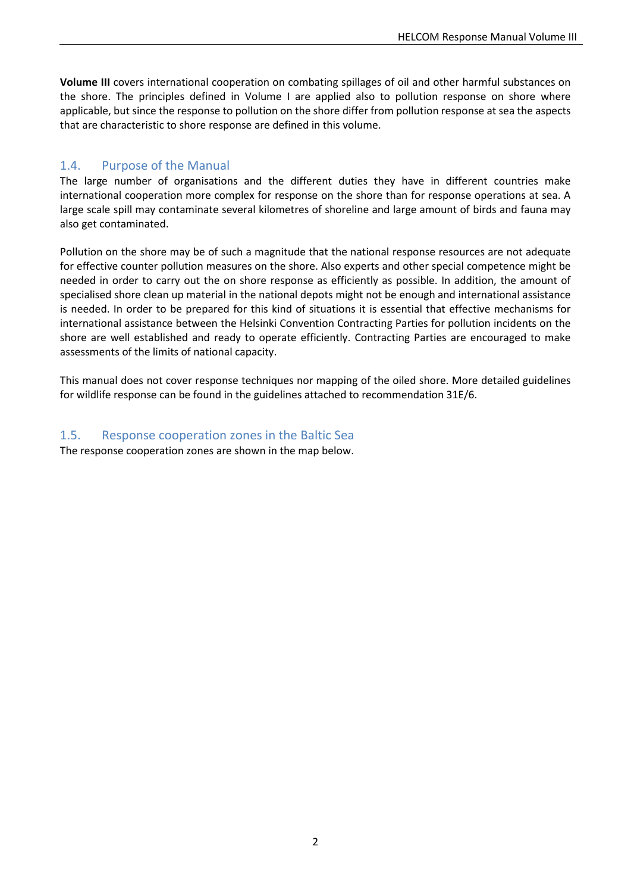**Volume III** covers international cooperation on combating spillages of oil and other harmful substances on the shore. The principles defined in Volume I are applied also to pollution response on shore where applicable, but since the response to pollution on the shore differ from pollution response at sea the aspects that are characteristic to shore response are defined in this volume.

## 1.4. Purpose of the Manual

The large number of organisations and the different duties they have in different countries make international cooperation more complex for response on the shore than for response operations at sea. A large scale spill may contaminate several kilometres of shoreline and large amount of birds and fauna may also get contaminated.

Pollution on the shore may be of such a magnitude that the national response resources are not adequate for effective counter pollution measures on the shore. Also experts and other special competence might be needed in order to carry out the on shore response as efficiently as possible. In addition, the amount of specialised shore clean up material in the national depots might not be enough and international assistance is needed. In order to be prepared for this kind of situations it is essential that effective mechanisms for international assistance between the Helsinki Convention Contracting Parties for pollution incidents on the shore are well established and ready to operate efficiently. Contracting Parties are encouraged to make assessments of the limits of national capacity.

This manual does not cover response techniques nor mapping of the oiled shore. More detailed guidelines for wildlife response can be found in the guidelines attached to recommendation 31E/6.

## 1.5. Response cooperation zones in the Baltic Sea

The response cooperation zones are shown in the map below.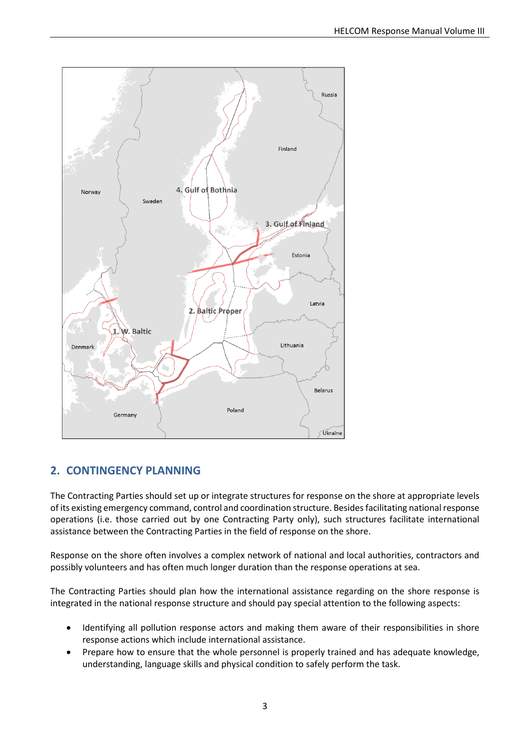## 2. CONTINGENCY PLANNING

The Contracting Parties should set up or integrate structures for response on the shore at appropriate levels of its existing emergency command, control and coordination structure. Besides facilitating national response operations (i.e. those carried out by one Contracting Party only), such structures facilitate international assistance between the Contracting Parties in the field of response on the shore.

Response on the shore often involves a complex network of national and local authorities, contractors and possibly volunteers and has often much longer duration than the response operations at sea.

The Contracting Parties should plan how the international assistance regarding on the shore response is integrated in the national response structure and should pay special attention to the following aspects:

- Identifying all pollution response actors and making them aware of their responsibilities in shore response actions which include international assistance.
- Prepare how to ensure that the whole personnel is properly trained and has adequate knowledge, understanding, language skills and physical condition to safely perform the task.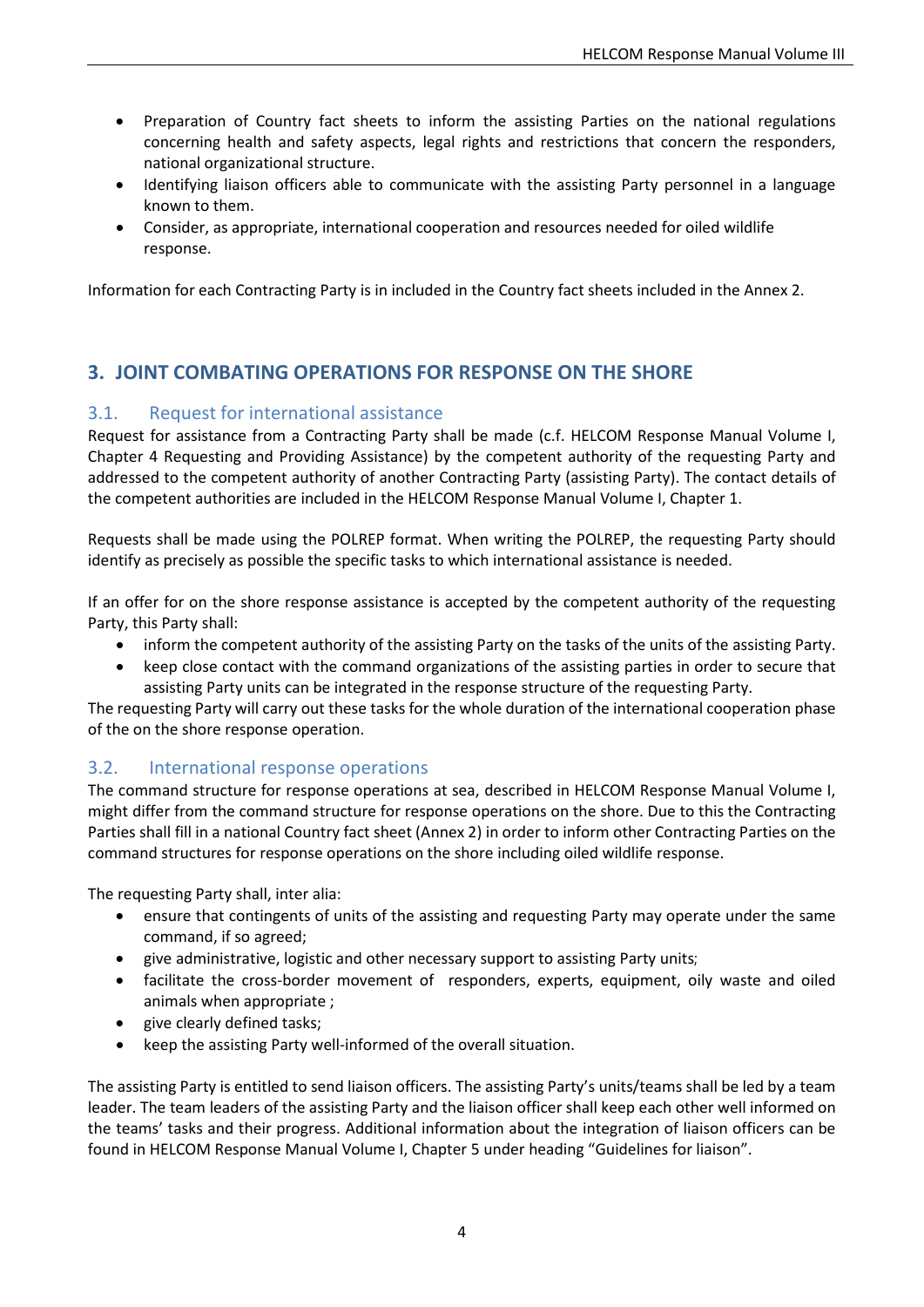- Preparation of Country fact sheets to inform the assisting Parties on the national regulations concerning health and safety aspects, legal rights and restrictions that concern the responders, national organizational structure.
- Identifying liaison officers able to communicate with the assisting Party personnel in a language known to them.
- Consider, as appropriate, international cooperation and resources needed for oiled wildlife response.

Information for each Contracting Party is in included in the Country fact sheets included in the Annex 2.

## 3. JOINT COMBATING OPERATIONS FOR RESPONSE ON THE SHORE

### 3.1. Request for international assistance

Request for assistance from a Contracting Party shall be made (c.f. HELCOM Response Manual Volume I, Chapter 4 Requesting and Providing Assistance) by the competent authority of the requesting Party and addressed to the competent authority of another Contracting Party (assisting Party). The contact details of the competent authorities are included in the HELCOM Response Manual Volume I, Chapter 1.

Requests shall be made using the POLREP format. When writing the POLREP, the requesting Party should identify as precisely as possible the specific tasks to which international assistance is needed.

If an offer for on the shore response assistance is accepted by the competent authority of the requesting Party, this Party shall:

- inform the competent authority of the assisting Party on the tasks of the units of the assisting Party.
- keep close contact with the command organizations of the assisting parties in order to secure that assisting Party units can be integrated in the response structure of the requesting Party.

The requesting Party will carry out these tasks for the whole duration of the international cooperation phase of the on the shore response operation.

### 3.2. International response operations

The command structure for response operations at sea, described in HELCOM Response Manual Volume I, might differ from the command structure for response operations on the shore. Due to this the Contracting Parties shall fill in a national Country fact sheet (Annex 2) in order to inform other Contracting Parties on the command structures for response operations on the shore including oiled wildlife response.

The requesting Party shall, inter alia:

- ensure that contingents of units of the assisting and requesting Party may operate under the same command, if so agreed;
- give administrative, logistic and other necessary support to assisting Party units;
- facilitate the cross-border movement of responders, experts, equipment, oily waste and oiled animals when appropriate ;
- give clearly defined tasks;
- keep the assisting Party well-informed of the overall situation.

The assisting Party is entitled to send liaison officers. The assisting Party's units/teams shall be led by a team leader. The team leaders of the assisting Party and the liaison officer shall keep each other well informed on the teams' tasks and their progress. Additional information about the integration of liaison officers can be found in HELCOM Response Manual Volume I, Chapter 5 under heading "Guidelines for liaison".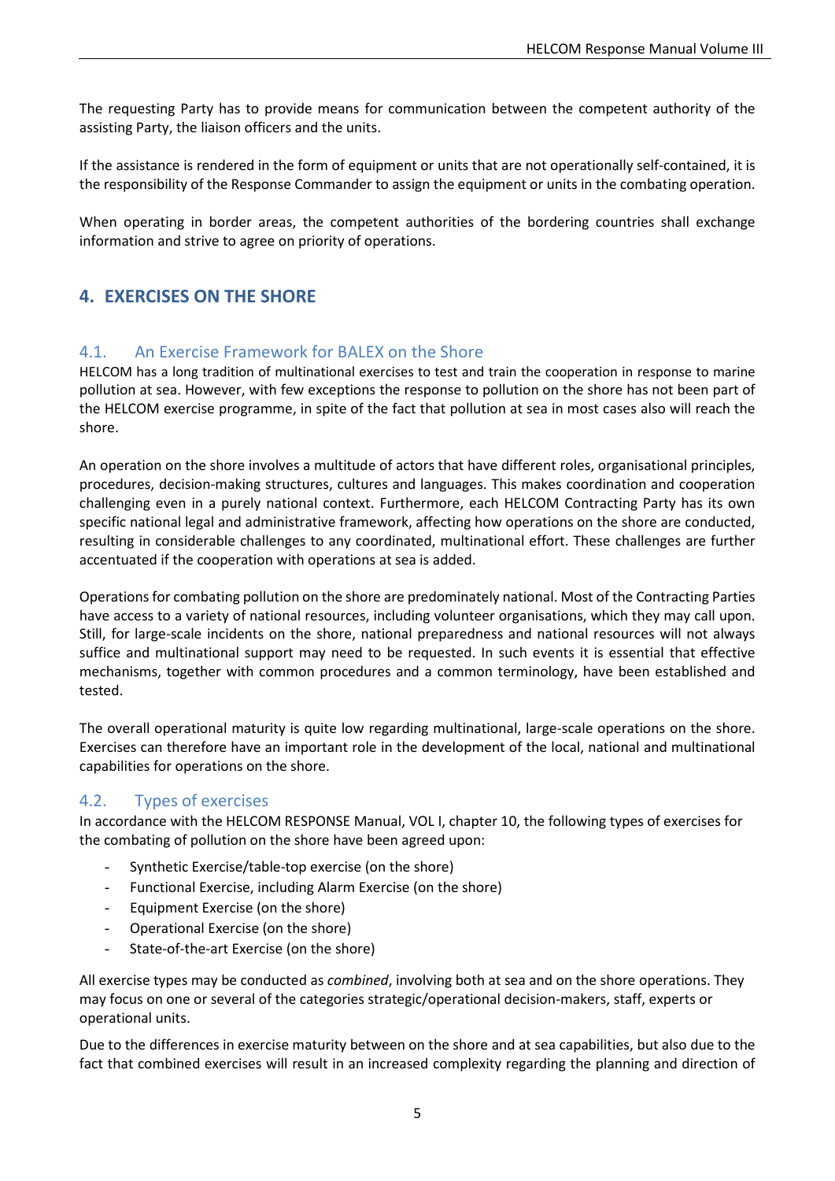The requesting Party has to provide means for communication between the competent authority of the assisting Party, the liaison officers and the units.

If the assistance is rendered in the form of equipment or units that are not operationally self-contained, it is the responsibility of the Response Commander to assign the equipment or units in the combating operation.

When operating in border areas, the competent authorities of the bordering countries shall exchange information and strive to agree on priority of operations.

## 4. EXERCISES ON THE SHORE

### 4.1. An Exercise Framework for BALEX on the Shore

HELCOM has a long tradition of multinational exercises to test and train the cooperation in response to marine pollution at sea. However, with few exceptions the response to pollution on the shore has not been part of the HELCOM exercise programme, in spite of the fact that pollution at sea in most cases also will reach the shore.

An operation on the shore involves a multitude of actors that have different roles, organisational principles, procedures, decision-making structures, cultures and languages. This makes coordination and cooperation challenging even in a purely national context. Furthermore, each HELCOM Contracting Party has its own specific national legal and administrative framework, affecting how operations on the shore are conducted, resulting in considerable challenges to any coordinated, multinational effort. These challenges are further accentuated if the cooperation with operations at sea is added.

Operations for combating pollution on the shore are predominately national. Most of the Contracting Parties have access to a variety of national resources, including volunteer organisations, which they may call upon. Still, for large-scale incidents on the shore, national preparedness and national resources will not always suffice and multinational support may need to be requested. In such events it is essential that effective mechanisms, together with common procedures and a common terminology, have been established and tested.

The overall operational maturity is quite low regarding multinational, large-scale operations on the shore. Exercises can therefore have an important role in the development of the local, national and multinational capabilities for operations on the shore.

### 4.2. Types of exercises

In accordance with the HELCOM RESPONSE Manual, VOL I, chapter 10, the following types of exercises for the combating of pollution on the shore have been agreed upon:

- Synthetic Exercise/table-top exercise (on the shore)
- Functional Exercise, including Alarm Exercise (on the shore)
- Equipment Exercise (on the shore)
- Operational Exercise (on the shore)
- State-of-the-art Exercise (on the shore)

All exercise types may be conducted as *combined*, involving both at sea and on the shore operations. They may focus on one or several of the categories strategic/operational decision-makers, staff, experts or operational units.

Due to the differences in exercise maturity between on the shore and at sea capabilities, but also due to the fact that combined exercises will result in an increased complexity regarding the planning and direction of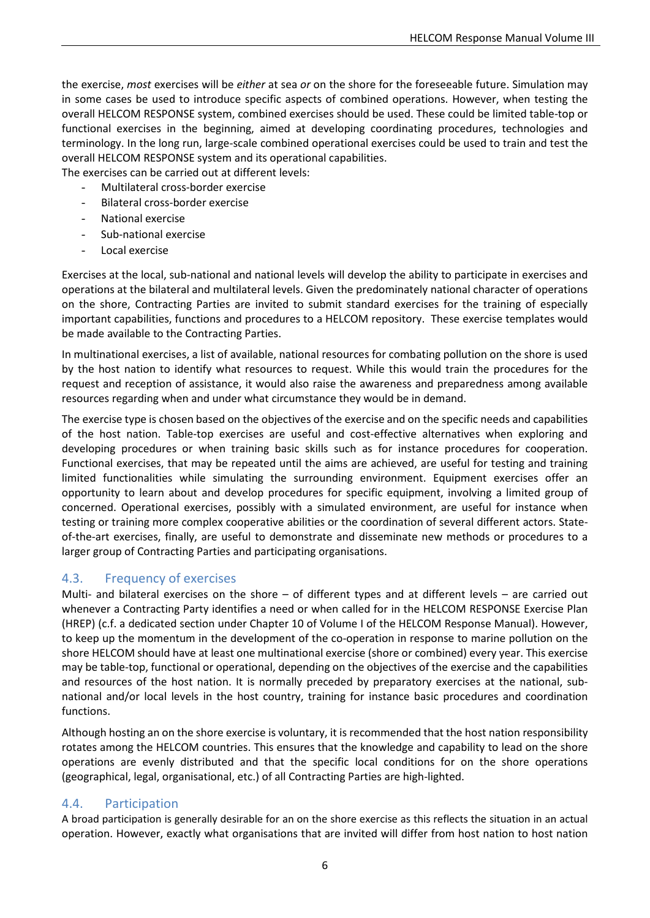the exercise, *most* exercises will be *either* at sea *or* on the shore for the foreseeable future. Simulation may in some cases be used to introduce specific aspects of combined operations. However, when testing the overall HELCOM RESPONSE system, combined exercises should be used. These could be limited table-top or functional exercises in the beginning, aimed at developing coordinating procedures, technologies and terminology. In the long run, large-scale combined operational exercises could be used to train and test the overall HELCOM RESPONSE system and its operational capabilities.

The exercises can be carried out at different levels:

- Multilateral cross-border exercise
- Bilateral cross-border exercise
- National exercise
- Sub-national exercise
- Local exercise

Exercises at the local, sub-national and national levels will develop the ability to participate in exercises and operations at the bilateral and multilateral levels. Given the predominately national character of operations on the shore, Contracting Parties are invited to submit standard exercises for the training of especially important capabilities, functions and procedures to a HELCOM repository. These exercise templates would be made available to the Contracting Parties.

In multinational exercises, a list of available, national resources for combating pollution on the shore is used by the host nation to identify what resources to request. While this would train the procedures for the request and reception of assistance, it would also raise the awareness and preparedness among available resources regarding when and under what circumstance they would be in demand.

The exercise type is chosen based on the objectives of the exercise and on the specific needs and capabilities of the host nation. Table-top exercises are useful and cost-effective alternatives when exploring and developing procedures or when training basic skills such as for instance procedures for cooperation. Functional exercises, that may be repeated until the aims are achieved, are useful for testing and training limited functionalities while simulating the surrounding environment. Equipment exercises offer an opportunity to learn about and develop procedures for specific equipment, involving a limited group of concerned. Operational exercises, possibly with a simulated environment, are useful for instance when testing or training more complex cooperative abilities or the coordination of several different actors. State-of-the-art exercises, finally, are useful to demonstrate and disseminate new methods or procedures to a larger group of Contracting Parties and participating organisations.

## 4.3. Frequency of exercises

Multi- and bilateral exercises on the shore – of different types and at different levels – are carried out whenever a Contracting Party identifies a need or when called for in the HELCOM RESPONSE Exercise Plan (HREP) (c.f. a dedicated section under Chapter 10 of Volume I of the HELCOM Response Manual). However, to keep up the momentum in the development of the co-operation in response to marine pollution on the shore HELCOM should have at least one multinational exercise (shore or combined) every year. This exercise may be table-top, functional or operational, depending on the objectives of the exercise and the capabilities and resources of the host nation. It is normally preceded by preparatory exercises at the national, sub-national and/or local levels in the host country, training for instance basic procedures and coordination functions.

Although hosting an on the shore exercise is voluntary, it is recommended that the host nation responsibility rotates among the HELCOM countries. This ensures that the knowledge and capability to lead on the shore operations are evenly distributed and that the specific local conditions for on the shore operations (geographical, legal, organisational, etc.) of all Contracting Parties are high-lighted.

## 4.4. Participation

A broad participation is generally desirable for an on the shore exercise as this reflects the situation in an actual operation. However, exactly what organisations that are invited will differ from host nation to host nation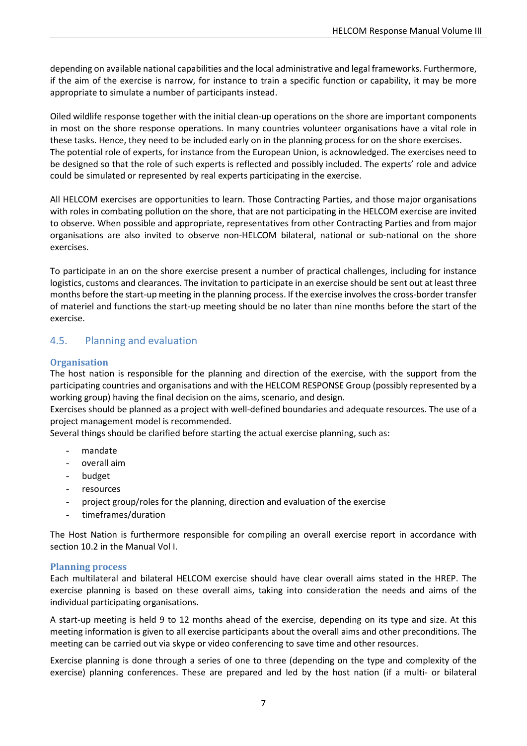depending on available national capabilities and the local administrative and legal frameworks. Furthermore, if the aim of the exercise is narrow, for instance to train a specific function or capability, it may be more appropriate to simulate a number of participants instead.

Oiled wildlife response together with the initial clean-up operations on the shore are important components in most on the shore response operations. In many countries volunteer organisations have a vital role in these tasks. Hence, they need to be included early on in the planning process for on the shore exercises.
The potential role of experts, for instance from the European Union, is acknowledged. The exercises need to be designed so that the role of such experts is reflected and possibly included. The experts' role and advice could be simulated or represented by real experts participating in the exercise.

All HELCOM exercises are opportunities to learn. Those Contracting Parties, and those major organisations with roles in combating pollution on the shore, that are not participating in the HELCOM exercise are invited to observe. When possible and appropriate, representatives from other Contracting Parties and from major organisations are also invited to observe non-HELCOM bilateral, national or sub-national on the shore exercises.

To participate in an on the shore exercise present a number of practical challenges, including for instance logistics, customs and clearances. The invitation to participate in an exercise should be sent out at least three months before the start-up meeting in the planning process. If the exercise involves the cross-border transfer of materiel and functions the start-up meeting should be no later than nine months before the start of the exercise.

## 4.5. Planning and evaluation

### Organisation

The host nation is responsible for the planning and direction of the exercise, with the support from the participating countries and organisations and with the HELCOM RESPONSE Group (possibly represented by a working group) having the final decision on the aims, scenario, and design.
Exercises should be planned as a project with well-defined boundaries and adequate resources. The use of a project management model is recommended.
Several things should be clarified before starting the actual exercise planning, such as:

- mandate
- overall aim
- budget
- resources
- project group/roles for the planning, direction and evaluation of the exercise
- timeframes/duration

The Host Nation is furthermore responsible for compiling an overall exercise report in accordance with section 10.2 in the Manual Vol I.

### Planning process

Each multilateral and bilateral HELCOM exercise should have clear overall aims stated in the HREP. The exercise planning is based on these overall aims, taking into consideration the needs and aims of the individual participating organisations.

A start-up meeting is held 9 to 12 months ahead of the exercise, depending on its type and size. At this meeting information is given to all exercise participants about the overall aims and other preconditions. The meeting can be carried out via skype or video conferencing to save time and other resources.

Exercise planning is done through a series of one to three (depending on the type and complexity of the exercise) planning conferences. These are prepared and led by the host nation (if a multi- or bilateral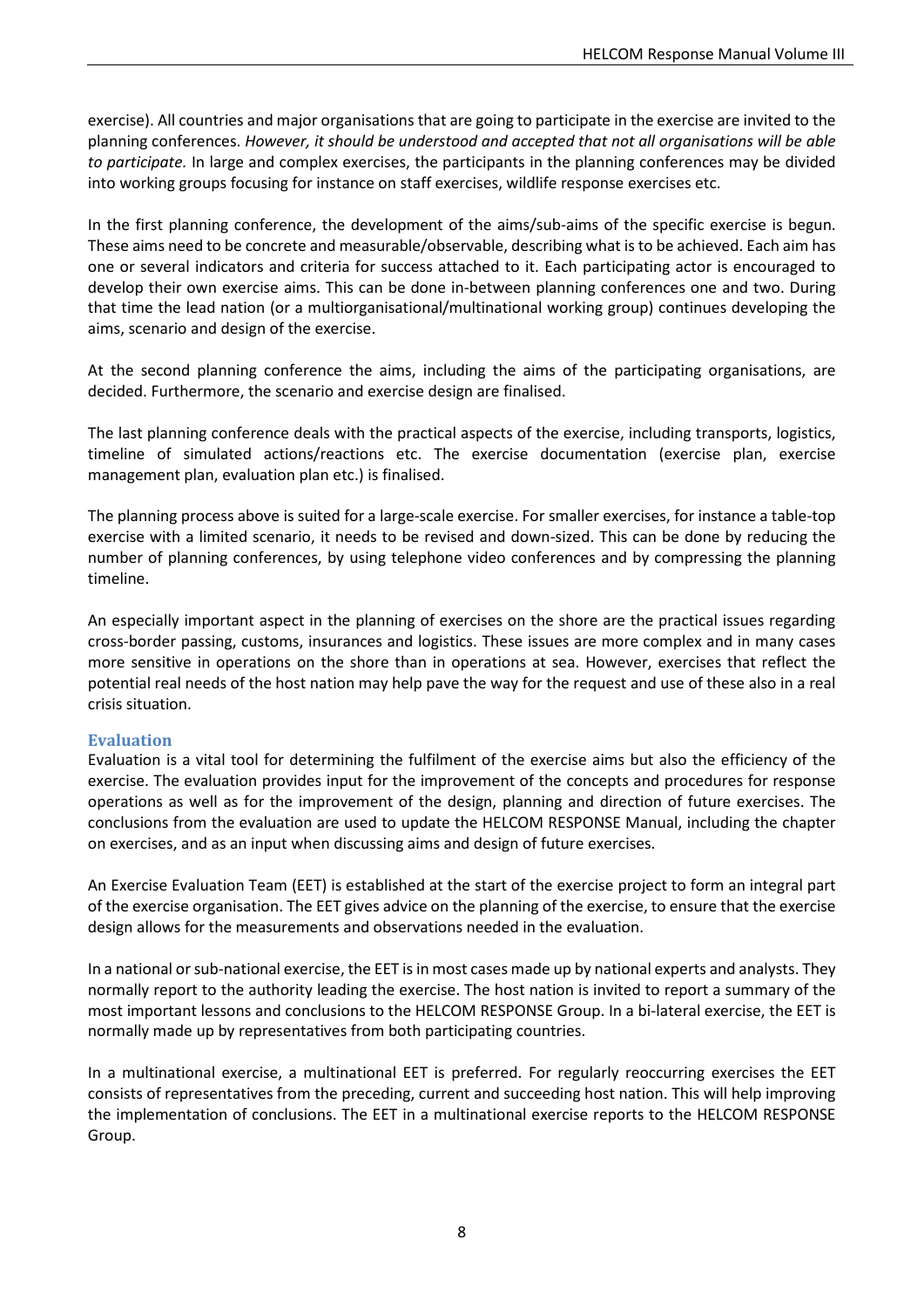exercise). All countries and major organisations that are going to participate in the exercise are invited to the planning conferences. *However, it should be understood and accepted that not all organisations will be able to participate.* In large and complex exercises, the participants in the planning conferences may be divided into working groups focusing for instance on staff exercises, wildlife response exercises etc.

In the first planning conference, the development of the aims/sub-aims of the specific exercise is begun. These aims need to be concrete and measurable/observable, describing what is to be achieved. Each aim has one or several indicators and criteria for success attached to it. Each participating actor is encouraged to develop their own exercise aims. This can be done in-between planning conferences one and two. During that time the lead nation (or a multiorganisational/multinational working group) continues developing the aims, scenario and design of the exercise.

At the second planning conference the aims, including the aims of the participating organisations, are decided. Furthermore, the scenario and exercise design are finalised.

The last planning conference deals with the practical aspects of the exercise, including transports, logistics, timeline of simulated actions/reactions etc. The exercise documentation (exercise plan, exercise management plan, evaluation plan etc.) is finalised.

The planning process above is suited for a large-scale exercise. For smaller exercises, for instance a table-top exercise with a limited scenario, it needs to be revised and down-sized. This can be done by reducing the number of planning conferences, by using telephone video conferences and by compressing the planning timeline.

An especially important aspect in the planning of exercises on the shore are the practical issues regarding cross-border passing, customs, insurances and logistics. These issues are more complex and in many cases more sensitive in operations on the shore than in operations at sea. However, exercises that reflect the potential real needs of the host nation may help pave the way for the request and use of these also in a real crisis situation.

### Evaluation

Evaluation is a vital tool for determining the fulfilment of the exercise aims but also the efficiency of the exercise. The evaluation provides input for the improvement of the concepts and procedures for response operations as well as for the improvement of the design, planning and direction of future exercises. The conclusions from the evaluation are used to update the HELCOM RESPONSE Manual, including the chapter on exercises, and as an input when discussing aims and design of future exercises.

An Exercise Evaluation Team (EET) is established at the start of the exercise project to form an integral part of the exercise organisation. The EET gives advice on the planning of the exercise, to ensure that the exercise design allows for the measurements and observations needed in the evaluation.

In a national or sub-national exercise, the EET is in most cases made up by national experts and analysts. They normally report to the authority leading the exercise. The host nation is invited to report a summary of the most important lessons and conclusions to the HELCOM RESPONSE Group. In a bi-lateral exercise, the EET is normally made up by representatives from both participating countries.

In a multinational exercise, a multinational EET is preferred. For regularly reoccurring exercises the EET consists of representatives from the preceding, current and succeeding host nation. This will help improving the implementation of conclusions. The EET in a multinational exercise reports to the HELCOM RESPONSE Group.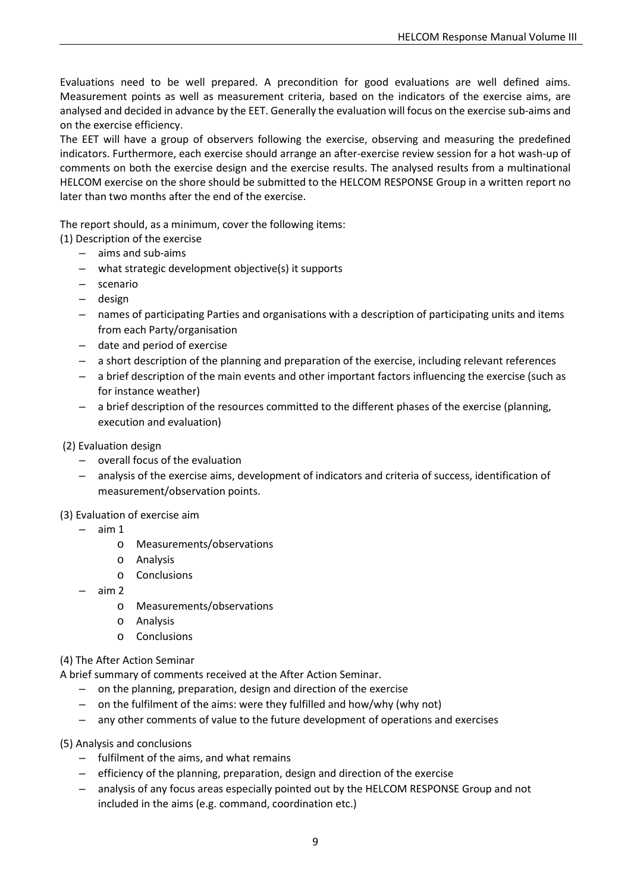Evaluations need to be well prepared. A precondition for good evaluations are well defined aims. Measurement points as well as measurement criteria, based on the indicators of the exercise aims, are analysed and decided in advance by the EET. Generally the evaluation will focus on the exercise sub-aims and on the exercise efficiency.

The EET will have a group of observers following the exercise, observing and measuring the predefined indicators. Furthermore, each exercise should arrange an after-exercise review session for a hot wash-up of comments on both the exercise design and the exercise results. The analysed results from a multinational HELCOM exercise on the shore should be submitted to the HELCOM RESPONSE Group in a written report no later than two months after the end of the exercise.

The report should, as a minimum, cover the following items:

(1) Description of the exercise

- aims and sub-aims
- what strategic development objective(s) it supports
- scenario
- design
- names of participating Parties and organisations with a description of participating units and items from each Party/organisation
- date and period of exercise
- a short description of the planning and preparation of the exercise, including relevant references
- a brief description of the main events and other important factors influencing the exercise (such as for instance weather)
- a brief description of the resources committed to the different phases of the exercise (planning, execution and evaluation)

(2) Evaluation design

- overall focus of the evaluation
- analysis of the exercise aims, development of indicators and criteria of success, identification of measurement/observation points.

(3) Evaluation of exercise aim

- aim 1
  - Measurements/observations
  - Analysis
  - Conclusions
- aim 2
  - Measurements/observations
  - Analysis
  - Conclusions

(4) The After Action Seminar

A brief summary of comments received at the After Action Seminar.

- on the planning, preparation, design and direction of the exercise
- on the fulfilment of the aims: were they fulfilled and how/why (why not)
- any other comments of value to the future development of operations and exercises

(5) Analysis and conclusions

- fulfilment of the aims, and what remains
- efficiency of the planning, preparation, design and direction of the exercise
- analysis of any focus areas especially pointed out by the HELCOM RESPONSE Group and not included in the aims (e.g. command, coordination etc.)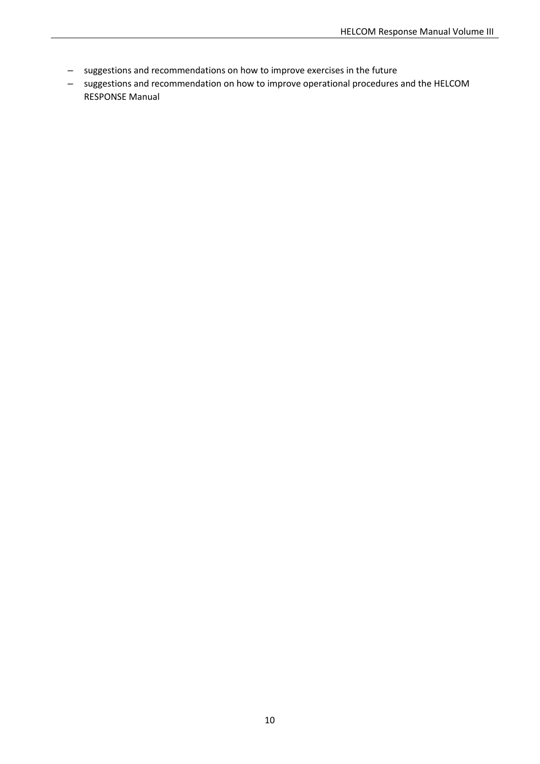- suggestions and recommendations on how to improve exercises in the future
- suggestions and recommendation on how to improve operational procedures and the HELCOM RESPONSE Manual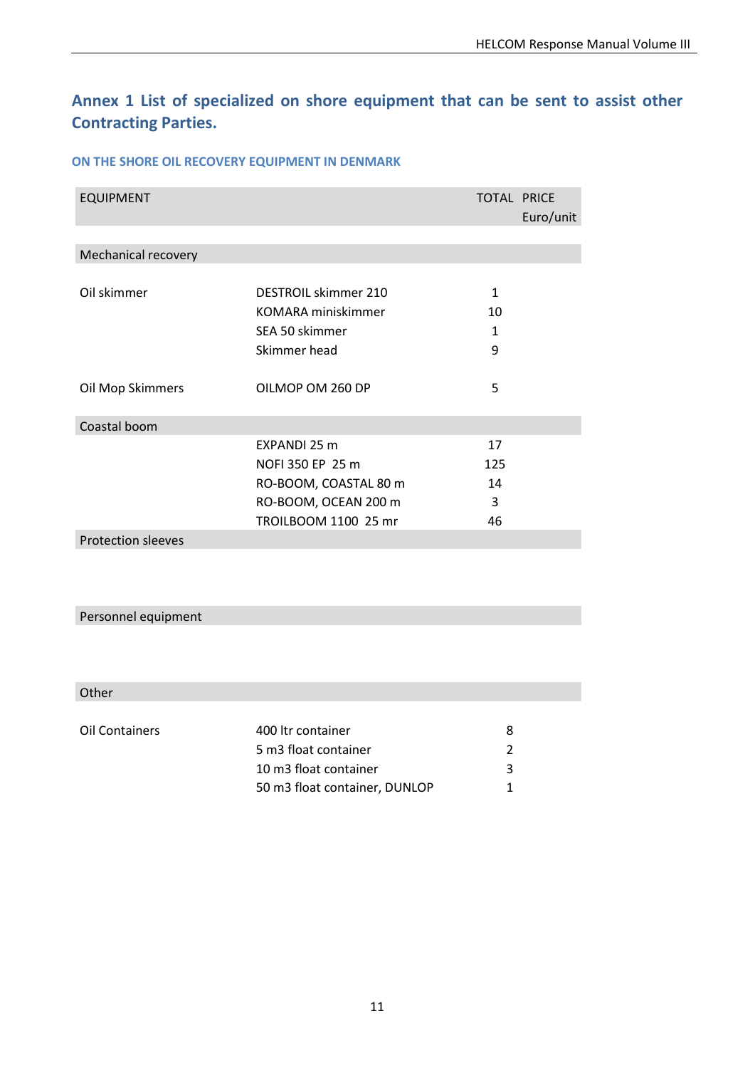# Annex 1 List of specialized on shore equipment that can be sent to assist other Contracting Parties.

### ON THE SHORE OIL RECOVERY EQUIPMENT IN DENMARK

| EQUIPMENT | | TOTAL | PRICE Euro/unit |
|---|---|---|---|
| Mechanical recovery | | | |
| Oil skimmer | DESTROIL skimmer 210 | 1 | |
| | KOMARA miniskimmer | 10 | |
| | SEA 50 skimmer | 1 | |
| | Skimmer head | 9 | |
| Oil Mop Skimmers | OILMOP OM 260 DP | 5 | |
| Coastal boom | | | |
| | EXPANDI 25 m | 17 | |
| | NOFI 350 EP 25 m | 125 | |
| | RO-BOOM, COASTAL 80 m | 14 | |
| | RO-BOOM, OCEAN 200 m | 3 | |
| | TROILBOOM 1100 25 mr | 46 | |
| Protection sleeves | | | |
| Personnel equipment | | | |
| Other | | | |
| Oil Containers | 400 ltr container | 8 | |
| | 5 m3 float container | 2 | |
| | 10 m3 float container | 3 | |
| | 50 m3 float container, DUNLOP | 1 | |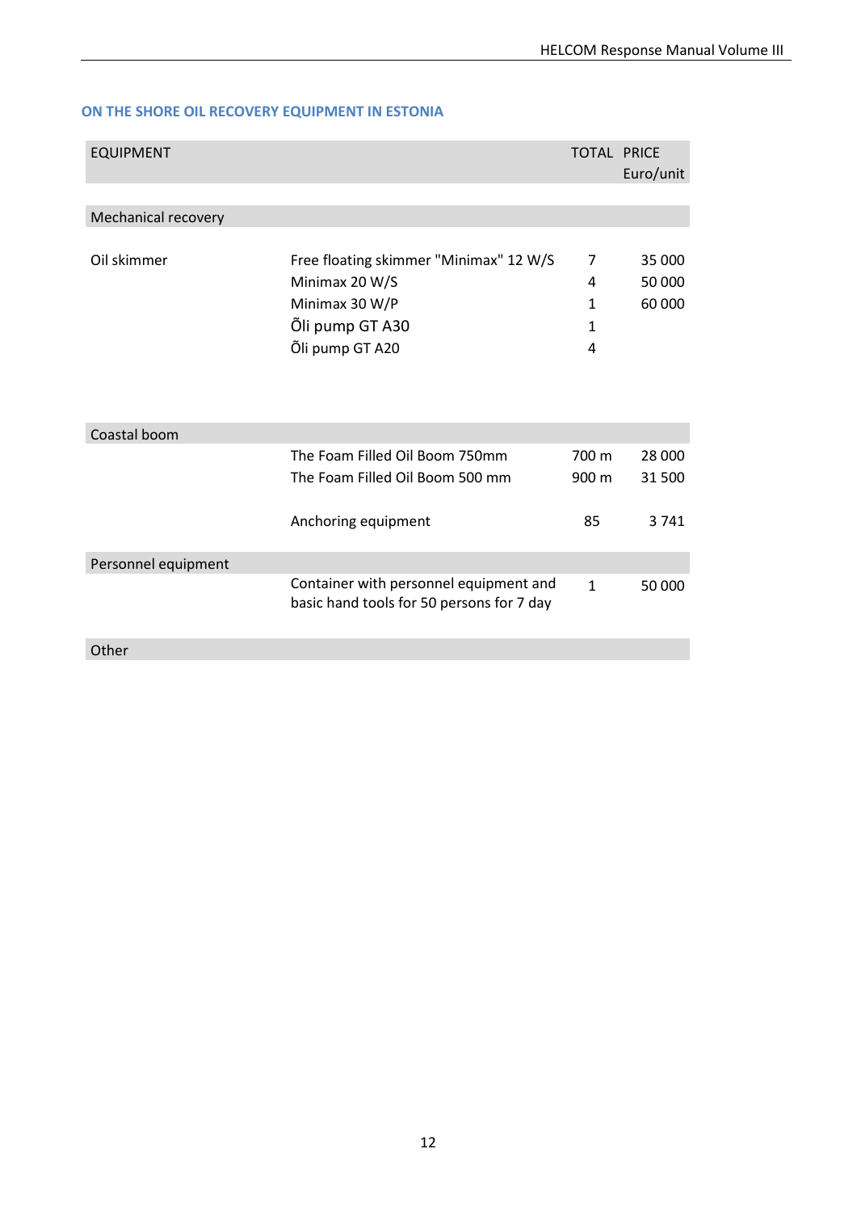## ON THE SHORE OIL RECOVERY EQUIPMENT IN ESTONIA

| EQUIPMENT | | TOTAL | PRICE Euro/unit |
|---|---|---|---|
| Mechanical recovery | | | |
| Oil skimmer | Free floating skimmer "Minimax" 12 W/S | 7 | 35 000 |
| | Minimax 20 W/S | 4 | 50 000 |
| | Minimax 30 W/P | 1 | 60 000 |
| | Õli pump GT A30 | 1 | |
| | Õli pump GT A20 | 4 | |
| Coastal boom | | | |
| | The Foam Filled Oil Boom 750mm | 700 m | 28 000 |
| | The Foam Filled Oil Boom 500 mm | 900 m | 31 500 |
| | Anchoring equipment | 85 | 3 741 |
| Personnel equipment | | | |
| | Container with personnel equipment and basic hand tools for 50 persons for 7 day | 1 | 50 000 |
| Other | | | |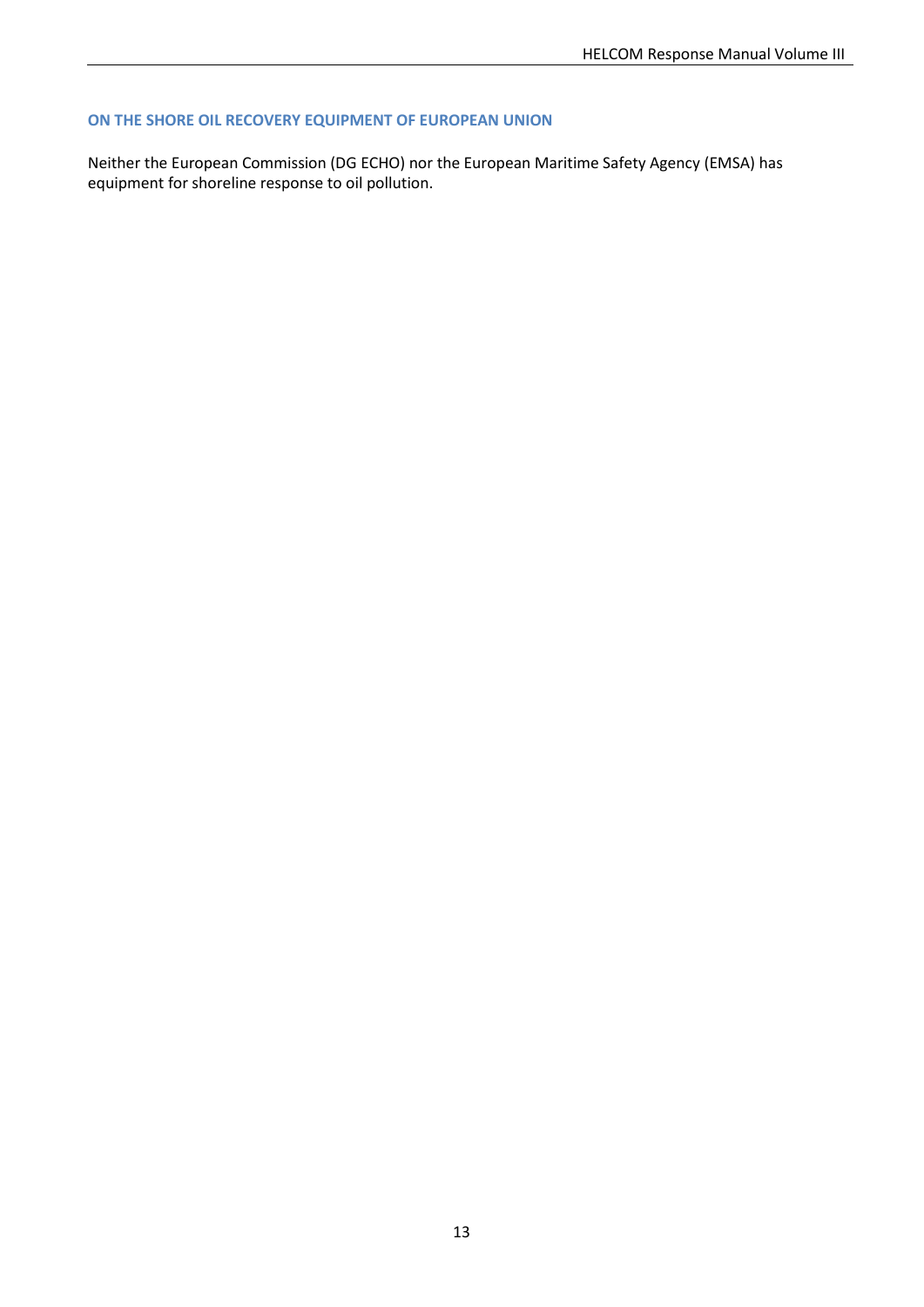### ON THE SHORE OIL RECOVERY EQUIPMENT OF EUROPEAN UNION

Neither the European Commission (DG ECHO) nor the European Maritime Safety Agency (EMSA) has equipment for shoreline response to oil pollution.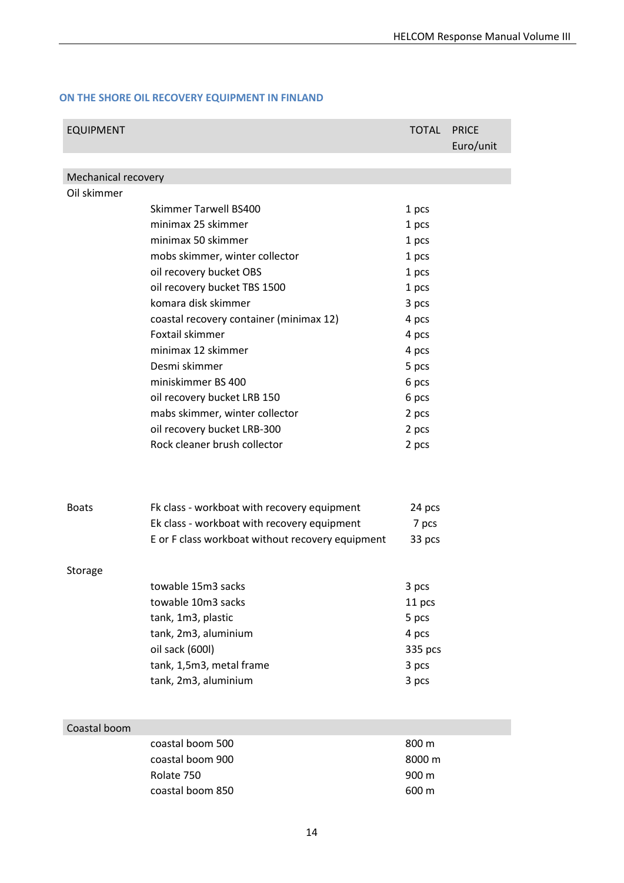## ON THE SHORE OIL RECOVERY EQUIPMENT IN FINLAND

| EQUIPMENT | | TOTAL | PRICE Euro/unit |
|---|---|---|---|
| Mechanical recovery | | | |
| Oil skimmer | | | |
| | Skimmer Tarwell BS400 | 1 pcs | |
| | minimax 25 skimmer | 1 pcs | |
| | minimax 50 skimmer | 1 pcs | |
| | mobs skimmer, winter collector | 1 pcs | |
| | oil recovery bucket OBS | 1 pcs | |
| | oil recovery bucket TBS 1500 | 1 pcs | |
| | komara disk skimmer | 3 pcs | |
| | coastal recovery container (minimax 12) | 4 pcs | |
| | Foxtail skimmer | 4 pcs | |
| | minimax 12 skimmer | 4 pcs | |
| | Desmi skimmer | 5 pcs | |
| | miniskimmer BS 400 | 6 pcs | |
| | oil recovery bucket LRB 150 | 6 pcs | |
| | mabs skimmer, winter collector | 2 pcs | |
| | oil recovery bucket LRB-300 | 2 pcs | |
| | Rock cleaner brush collector | 2 pcs | |
| Boats | Fk class - workboat with recovery equipment | 24 pcs | |
| | Ek class - workboat with recovery equipment | 7 pcs | |
| | E or F class workboat without recovery equipment | 33 pcs | |
| Storage | | | |
| | towable 15m3 sacks | 3 pcs | |
| | towable 10m3 sacks | 11 pcs | |
| | tank, 1m3, plastic | 5 pcs | |
| | tank, 2m3, aluminium | 4 pcs | |
| | oil sack (600l) | 335 pcs | |
| | tank, 1,5m3, metal frame | 3 pcs | |
| | tank, 2m3, aluminium | 3 pcs | |
| Coastal boom | | | |
| | coastal boom 500 | 800 m | |
| | coastal boom 900 | 8000 m | |
| | Rolate 750 | 900 m | |
| | coastal boom 850 | 600 m | |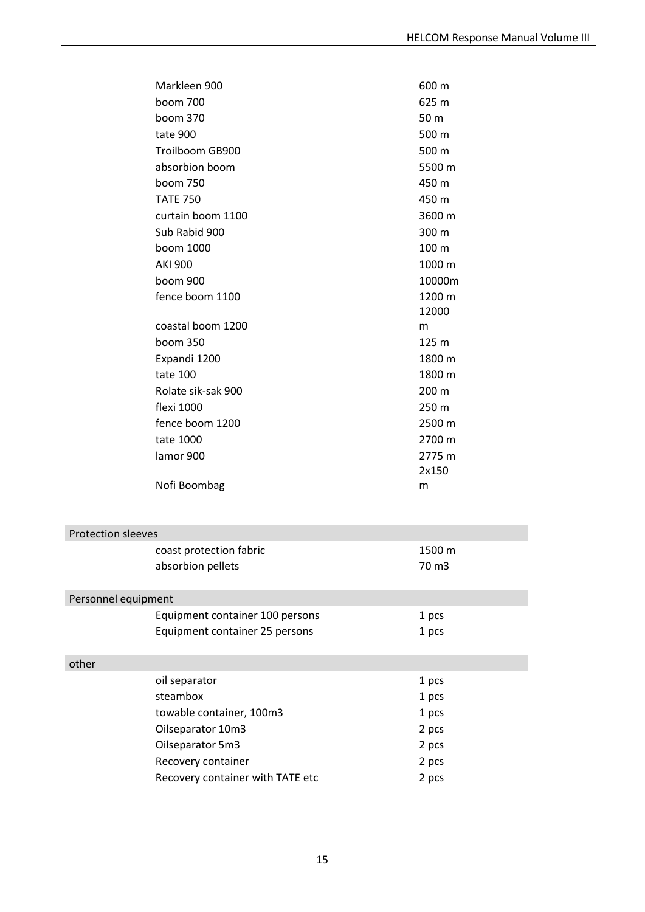| | | |
|---|---|---|
| | Markleen 900 | 600 m |
| | boom 700 | 625 m |
| | boom 370 | 50 m |
| | tate 900 | 500 m |
| | Troilboom GB900 | 500 m |
| | absorbion boom | 5500 m |
| | boom 750 | 450 m |
| | TATE 750 | 450 m |
| | curtain boom 1100 | 3600 m |
| | Sub Rabid 900 | 300 m |
| | boom 1000 | 100 m |
| | AKI 900 | 1000 m |
| | boom 900 | 10000m |
| | fence boom 1100 | 1200 m |
| | coastal boom 1200 | 12000 m |
| | boom 350 | 125 m |
| | Expandi 1200 | 1800 m |
| | tate 100 | 1800 m |
| | Rolate sik-sak 900 | 200 m |
| | flexi 1000 | 250 m |
| | fence boom 1200 | 2500 m |
| | tate 1000 | 2700 m |
| | lamor 900 | 2775 m |
| | Nofi Boombag | 2x150 m |
| Protection sleeves | | |
| | coast protection fabric | 1500 m |
| | absorbion pellets | 70 m3 |
| Personnel equipment | | |
| | Equipment container 100 persons | 1 pcs |
| | Equipment container 25 persons | 1 pcs |
| other | | |
| | oil separator | 1 pcs |
| | steambox | 1 pcs |
| | towable container, 100m3 | 1 pcs |
| | Oilseparator 10m3 | 2 pcs |
| | Oilseparator 5m3 | 2 pcs |
| | Recovery container | 2 pcs |
| | Recovery container with TATE etc | 2 pcs |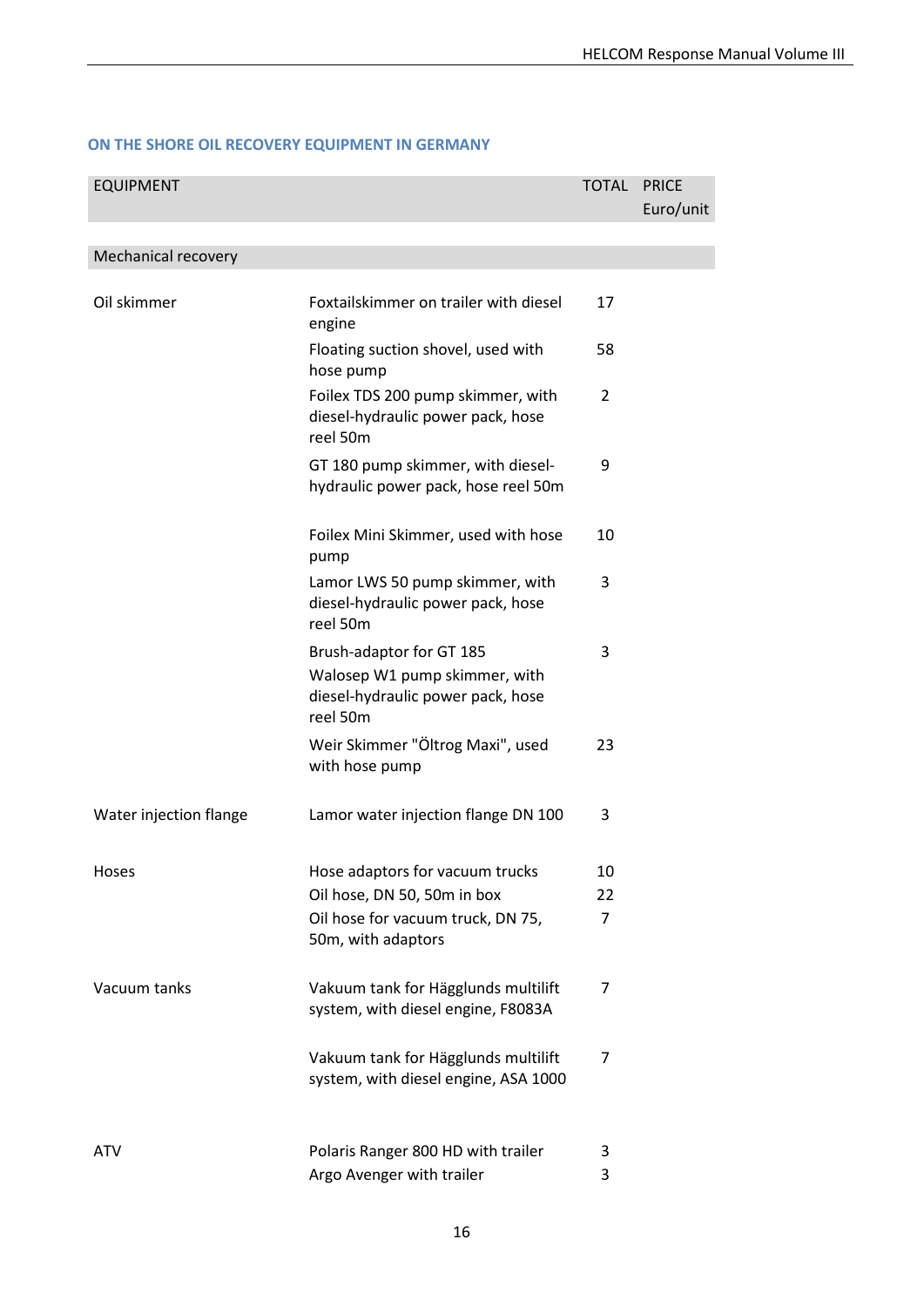### ON THE SHORE OIL RECOVERY EQUIPMENT IN GERMANY

| EQUIPMENT | | TOTAL | PRICE Euro/unit |
|---|---|---|---|
| Mechanical recovery | | | |
| Oil skimmer | Foxtailskimmer on trailer with diesel engine | 17 | |
| | Floating suction shovel, used with hose pump | 58 | |
| | Foilex TDS 200 pump skimmer, with diesel-hydraulic power pack, hose reel 50m | 2 | |
| | GT 180 pump skimmer, with diesel-hydraulic power pack, hose reel 50m | 9 | |
| | Foilex Mini Skimmer, used with hose pump | 10 | |
| | Lamor LWS 50 pump skimmer, with diesel-hydraulic power pack, hose reel 50m | 3 | |
| | Brush-adaptor for GT 185 | 3 | |
| | Walosep W1 pump skimmer, with diesel-hydraulic power pack, hose reel 50m | | |
| | Weir Skimmer "Öltrog Maxi", used with hose pump | 23 | |
| Water injection flange | Lamor water injection flange DN 100 | 3 | |
| Hoses | Hose adaptors for vacuum trucks | 10 | |
| | Oil hose, DN 50, 50m in box | 22 | |
| | Oil hose for vacuum truck, DN 75, 50m, with adaptors | 7 | |
| Vacuum tanks | Vakuum tank for Hägglunds multilift system, with diesel engine, F8083A | 7 | |
| | Vakuum tank for Hägglunds multilift system, with diesel engine, ASA 1000 | 7 | |
| ATV | Polaris Ranger 800 HD with trailer | 3 | |
| | Argo Avenger with trailer | 3 | |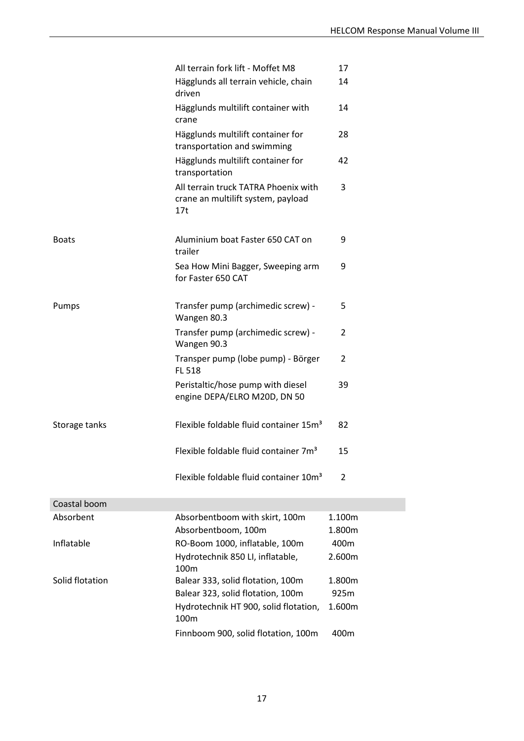| | | |
|---|---|---|
| | All terrain fork lift - Moffet M8 | 17 |
| | Hägglunds all terrain vehicle, chain driven | 14 |
| | Hägglunds multilift container with crane | 14 |
| | Hägglunds multilift container for transportation and swimming | 28 |
| | Hägglunds multilift container for transportation | 42 |
| | All terrain truck TATRA Phoenix with crane an multilift system, payload 17t | 3 |
| Boats | Aluminium boat Faster 650 CAT on trailer | 9 |
| | Sea How Mini Bagger, Sweeping arm for Faster 650 CAT | 9 |
| Pumps | Transfer pump (archimedic screw) - Wangen 80.3 | 5 |
| | Transfer pump (archimedic screw) - Wangen 90.3 | 2 |
| | Transper pump (lobe pump) - Börger FL 518 | 2 |
| | Peristaltic/hose pump with diesel engine DEPA/ELRO M20D, DN 50 | 39 |
| Storage tanks | Flexible foldable fluid container 15m³ | 82 |
| | Flexible foldable fluid container 7m³ | 15 |
| | Flexible foldable fluid container 10m³ | 2 |
| **Coastal boom** | | |
| Absorbent | Absorbentboom with skirt, 100m | 1.100m |
| | Absorbentboom, 100m | 1.800m |
| Inflatable | RO-Boom 1000, inflatable, 100m | 400m |
| | Hydrotechnik 850 LI, inflatable, 100m | 2.600m |
| Solid flotation | Balear 333, solid flotation, 100m | 1.800m |
| | Balear 323, solid flotation, 100m | 925m |
| | Hydrotechnik HT 900, solid flotation, 100m | 1.600m |
| | Finnboom 900, solid flotation, 100m | 400m |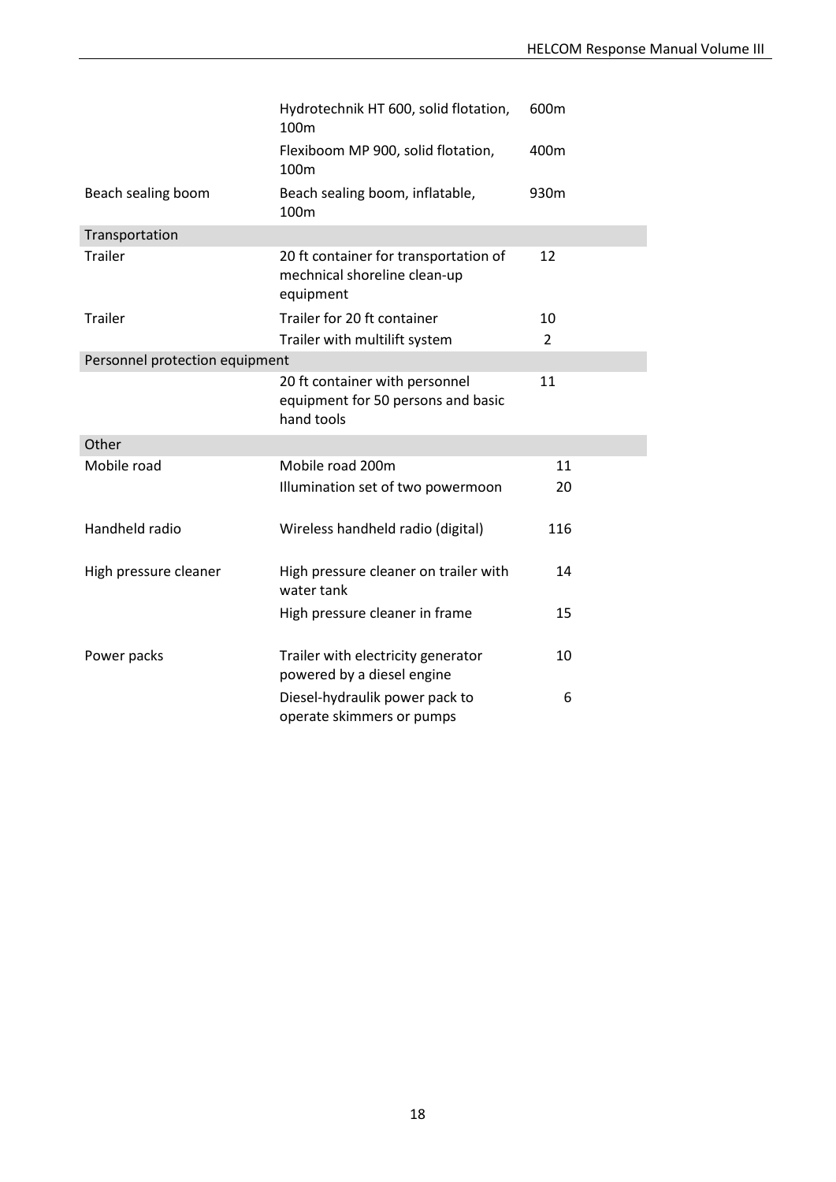| | | |
|---|---|---|
| | Hydrotechnik HT 600, solid flotation, 100m | 600m |
| | Flexiboom MP 900, solid flotation, 100m | 400m |
| Beach sealing boom | Beach sealing boom, inflatable, 100m | 930m |
| Transportation | | |
| Trailer | 20 ft container for transportation of mechnical shoreline clean-up equipment | 12 |
| Trailer | Trailer for 20 ft container | 10 |
| | Trailer with multilift system | 2 |
| Personnel protection equipment | | |
| | 20 ft container with personnel equipment for 50 persons and basic hand tools | 11 |
| Other | | |
| Mobile road | Mobile road 200m | 11 |
| | Illumination set of two powermoon | 20 |
| Handheld radio | Wireless handheld radio (digital) | 116 |
| High pressure cleaner | High pressure cleaner on trailer with water tank | 14 |
| | High pressure cleaner in frame | 15 |
| Power packs | Trailer with electricity generator powered by a diesel engine | 10 |
| | Diesel-hydraulik power pack to operate skimmers or pumps | 6 |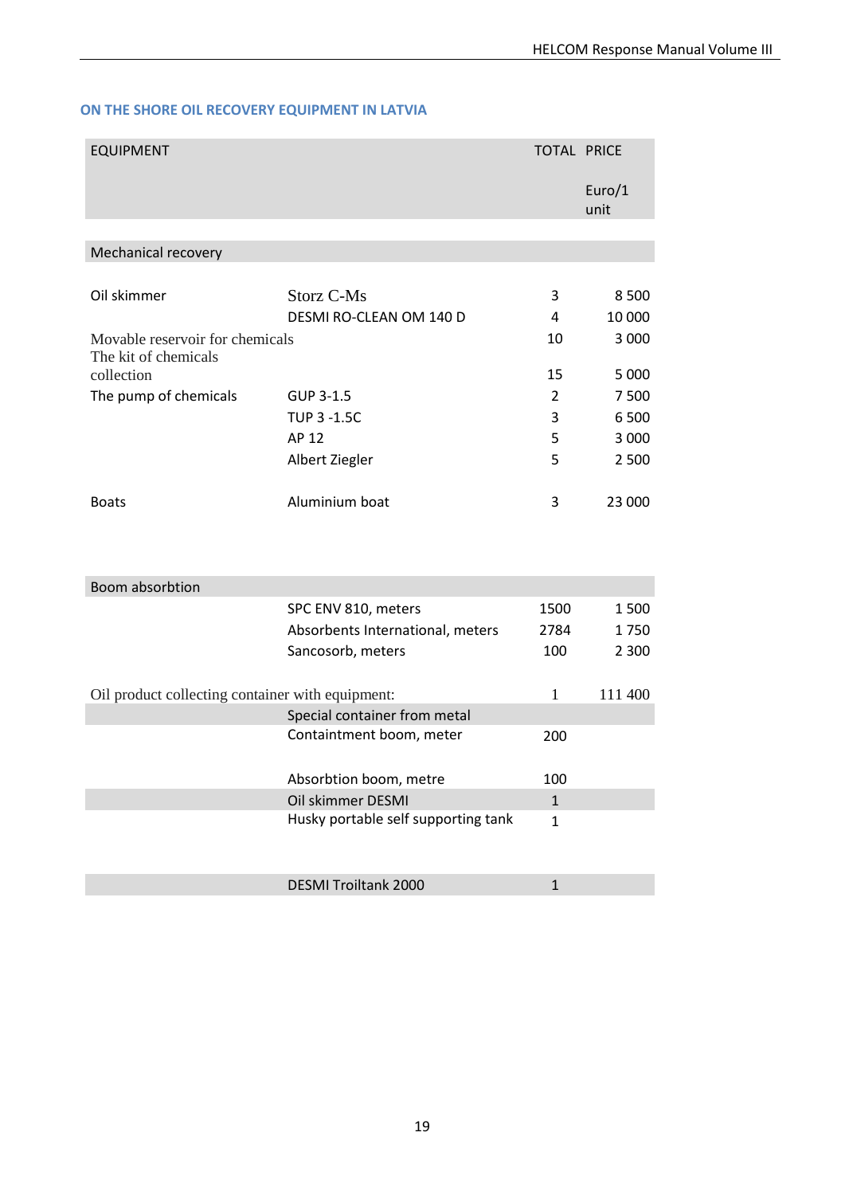## ON THE SHORE OIL RECOVERY EQUIPMENT IN LATVIA

| EQUIPMENT | | TOTAL | PRICE Euro/1 unit |
|---|---|---|---|
| Mechanical recovery | | | |
| Oil skimmer | Storz C-Ms | 3 | 8 500 |
| | DESMI RO-CLEAN OM 140 D | 4 | 10 000 |
| Movable reservoir for chemicals | | 10 | 3 000 |
| The kit of chemicals collection | | 15 | 5 000 |
| The pump of chemicals | GUP 3-1.5 | 2 | 7 500 |
| | TUP 3 -1.5C | 3 | 6 500 |
| | AP 12 | 5 | 3 000 |
| | Albert Ziegler | 5 | 2 500 |
| Boats | Aluminium boat | 3 | 23 000 |
| Boom absorbtion | | | |
| | SPC ENV 810, meters | 1500 | 1 500 |
| | Absorbents International, meters | 2784 | 1 750 |
| | Sancosorb, meters | 100 | 2 300 |
| Oil product collecting container with equipment: | | 1 | 111 400 |
| | Special container from metal | | |
| | Containtment boom, meter | 200 | |
| | Absorbtion boom, metre | 100 | |
| | Oil skimmer DESMI | 1 | |
| | Husky portable self supporting tank | 1 | |
| | DESMI Troiltank 2000 | 1 | |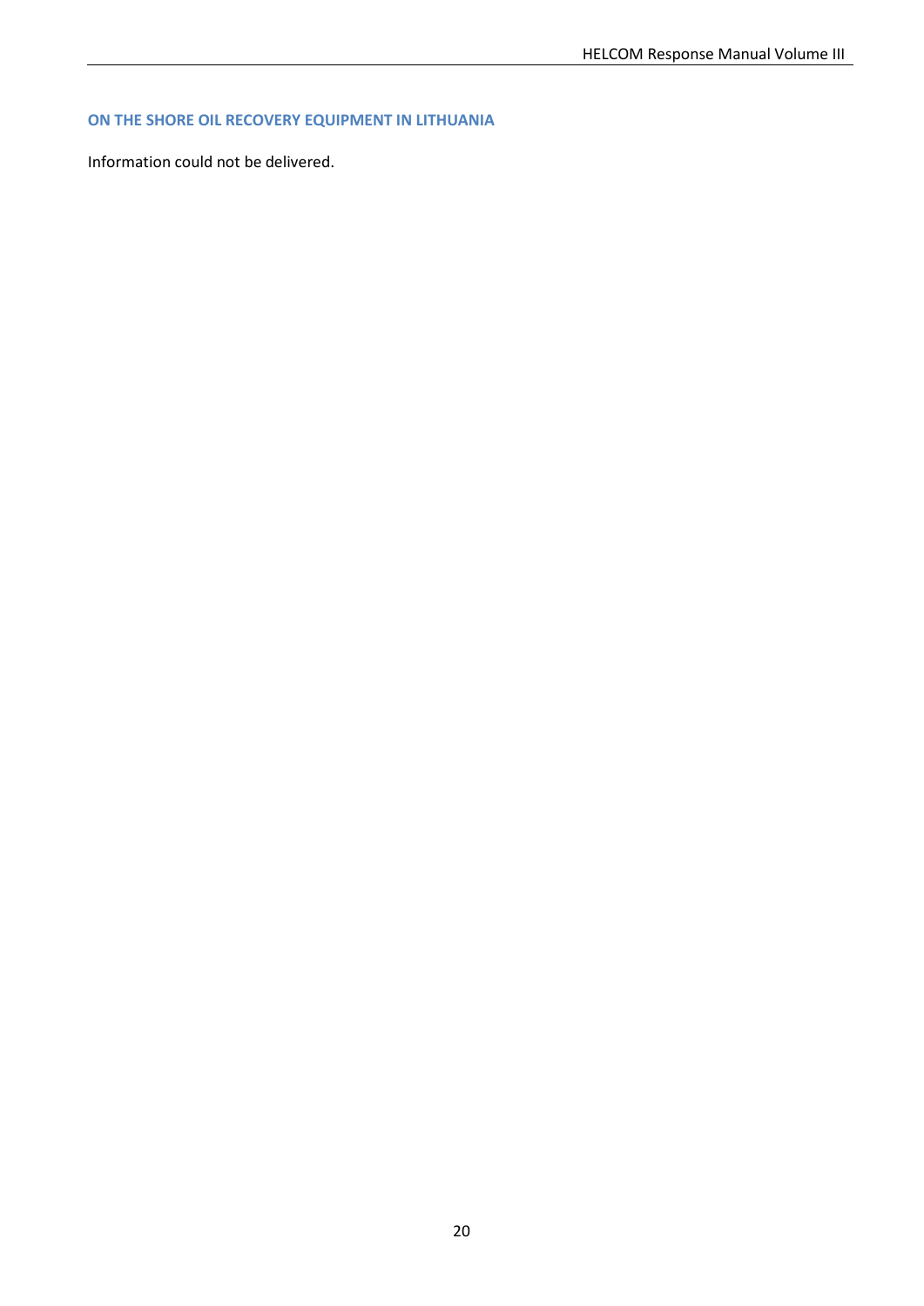## ON THE SHORE OIL RECOVERY EQUIPMENT IN LITHUANIA

Information could not be delivered.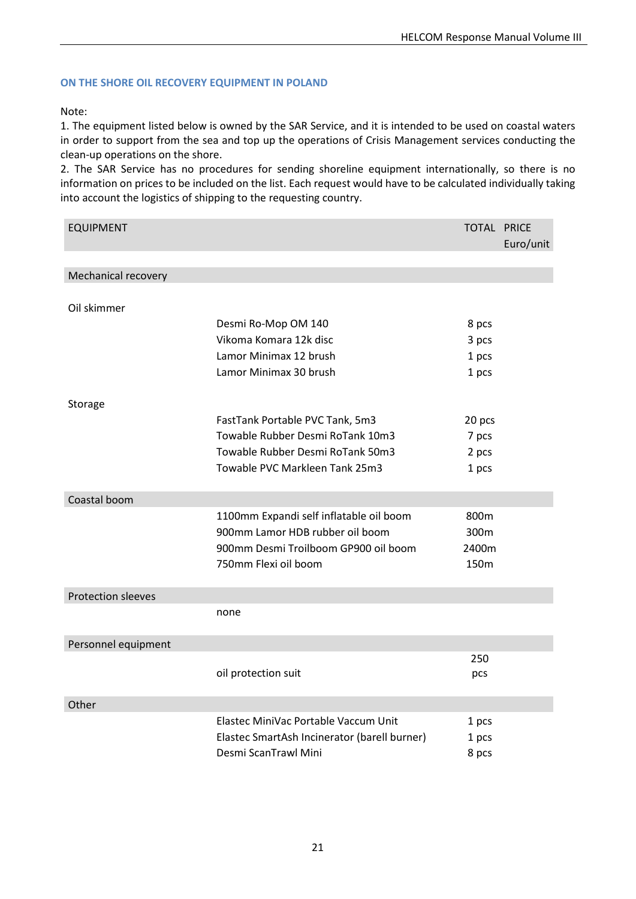### ON THE SHORE OIL RECOVERY EQUIPMENT IN POLAND

Note:
1. The equipment listed below is owned by the SAR Service, and it is intended to be used on coastal waters in order to support from the sea and top up the operations of Crisis Management services conducting the clean-up operations on the shore.
2. The SAR Service has no procedures for sending shoreline equipment internationally, so there is no information on prices to be included on the list. Each request would have to be calculated individually taking into account the logistics of shipping to the requesting country.

| EQUIPMENT | | TOTAL | PRICE Euro/unit |
|---|---|---|---|
| Mechanical recovery | | | |
| Oil skimmer | | | |
| | Desmi Ro-Mop OM 140 | 8 pcs | |
| | Vikoma Komara 12k disc | 3 pcs | |
| | Lamor Minimax 12 brush | 1 pcs | |
| | Lamor Minimax 30 brush | 1 pcs | |
| Storage | | | |
| | FastTank Portable PVC Tank, 5m3 | 20 pcs | |
| | Towable Rubber Desmi RoTank 10m3 | 7 pcs | |
| | Towable Rubber Desmi RoTank 50m3 | 2 pcs | |
| | Towable PVC Markleen Tank 25m3 | 1 pcs | |
| Coastal boom | | | |
| | 1100mm Expandi self inflatable oil boom | 800m | |
| | 900mm Lamor HDB rubber oil boom | 300m | |
| | 900mm Desmi Troilboom GP900 oil boom | 2400m | |
| | 750mm Flexi oil boom | 150m | |
| Protection sleeves | | | |
| | none | | |
| Personnel equipment | | | |
| | oil protection suit | 250 pcs | |
| Other | | | |
| | Elastec MiniVac Portable Vaccum Unit | 1 pcs | |
| | Elastec SmartAsh Incinerator (barell burner) | 1 pcs | |
| | Desmi ScanTrawl Mini | 8 pcs | |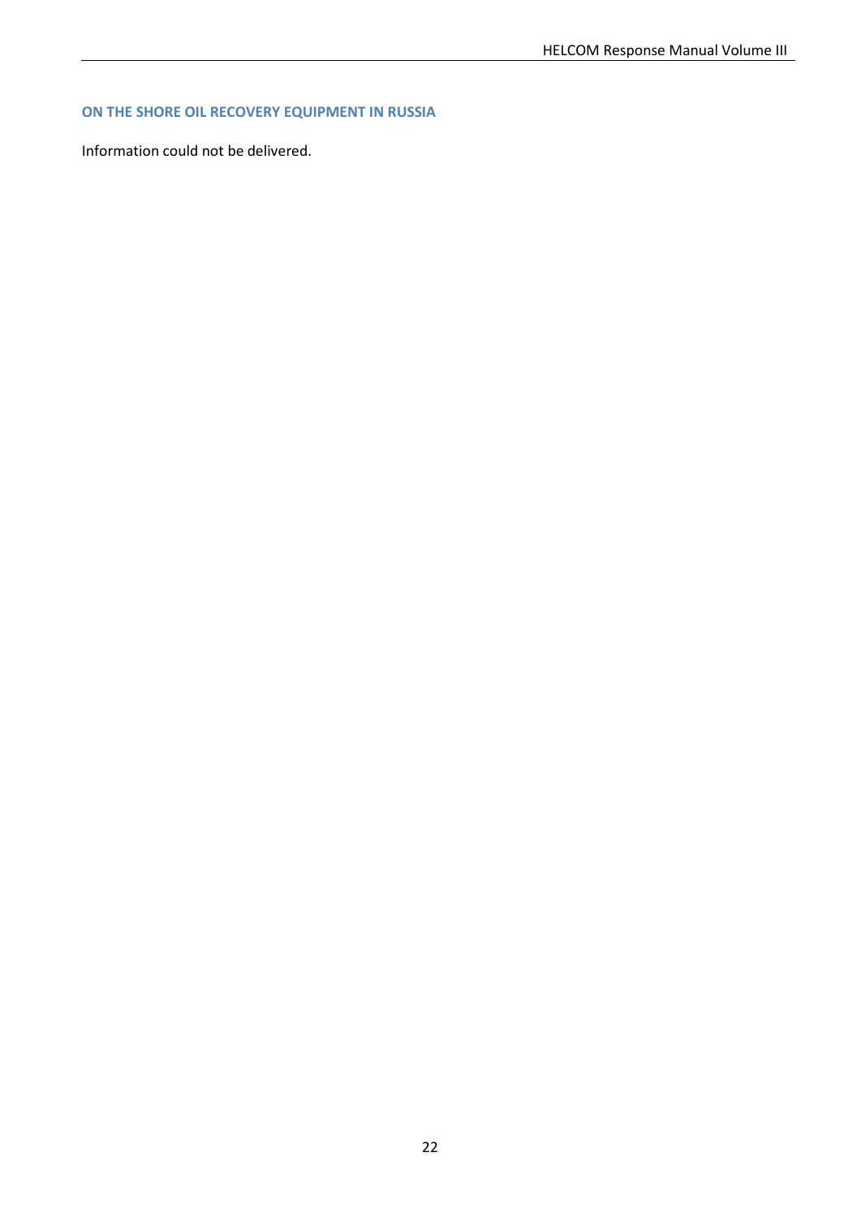### ON THE SHORE OIL RECOVERY EQUIPMENT IN RUSSIA

Information could not be delivered.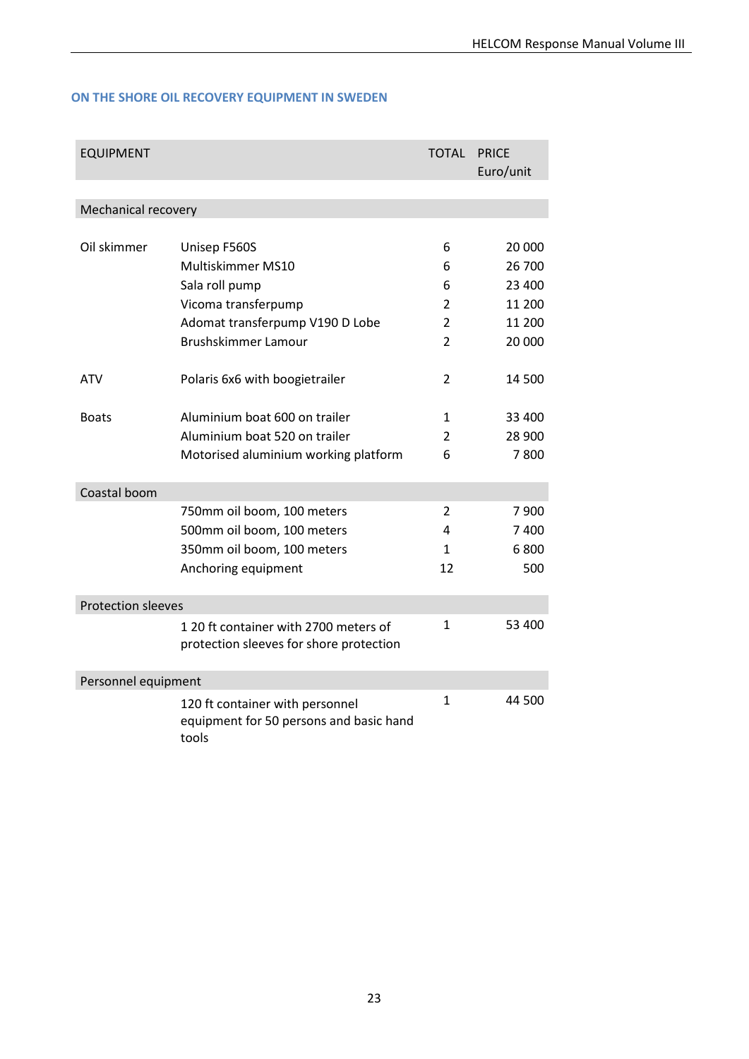## ON THE SHORE OIL RECOVERY EQUIPMENT IN SWEDEN

| EQUIPMENT | | TOTAL | PRICE Euro/unit |
|---|---|---|---|
| **Mechanical recovery** | | | |
| Oil skimmer | Unisep F560S | 6 | 20 000 |
| | Multiskimmer MS10 | 6 | 26 700 |
| | Sala roll pump | 6 | 23 400 |
| | Vicoma transferpump | 2 | 11 200 |
| | Adomat transferpump V190 D Lobe | 2 | 11 200 |
| | Brushskimmer Lamour | 2 | 20 000 |
| ATV | Polaris 6x6 with boogietrailer | 2 | 14 500 |
| Boats | Aluminium boat 600 on trailer | 1 | 33 400 |
| | Aluminium boat 520 on trailer | 2 | 28 900 |
| | Motorised aluminium working platform | 6 | 7 800 |
| **Coastal boom** | | | |
| | 750mm oil boom, 100 meters | 2 | 7 900 |
| | 500mm oil boom, 100 meters | 4 | 7 400 |
| | 350mm oil boom, 100 meters | 1 | 6 800 |
| | Anchoring equipment | 12 | 500 |
| **Protection sleeves** | | | |
| | 1 20 ft container with 2700 meters of protection sleeves for shore protection | 1 | 53 400 |
| **Personnel equipment** | | | |
| | 120 ft container with personnel equipment for 50 persons and basic hand tools | 1 | 44 500 |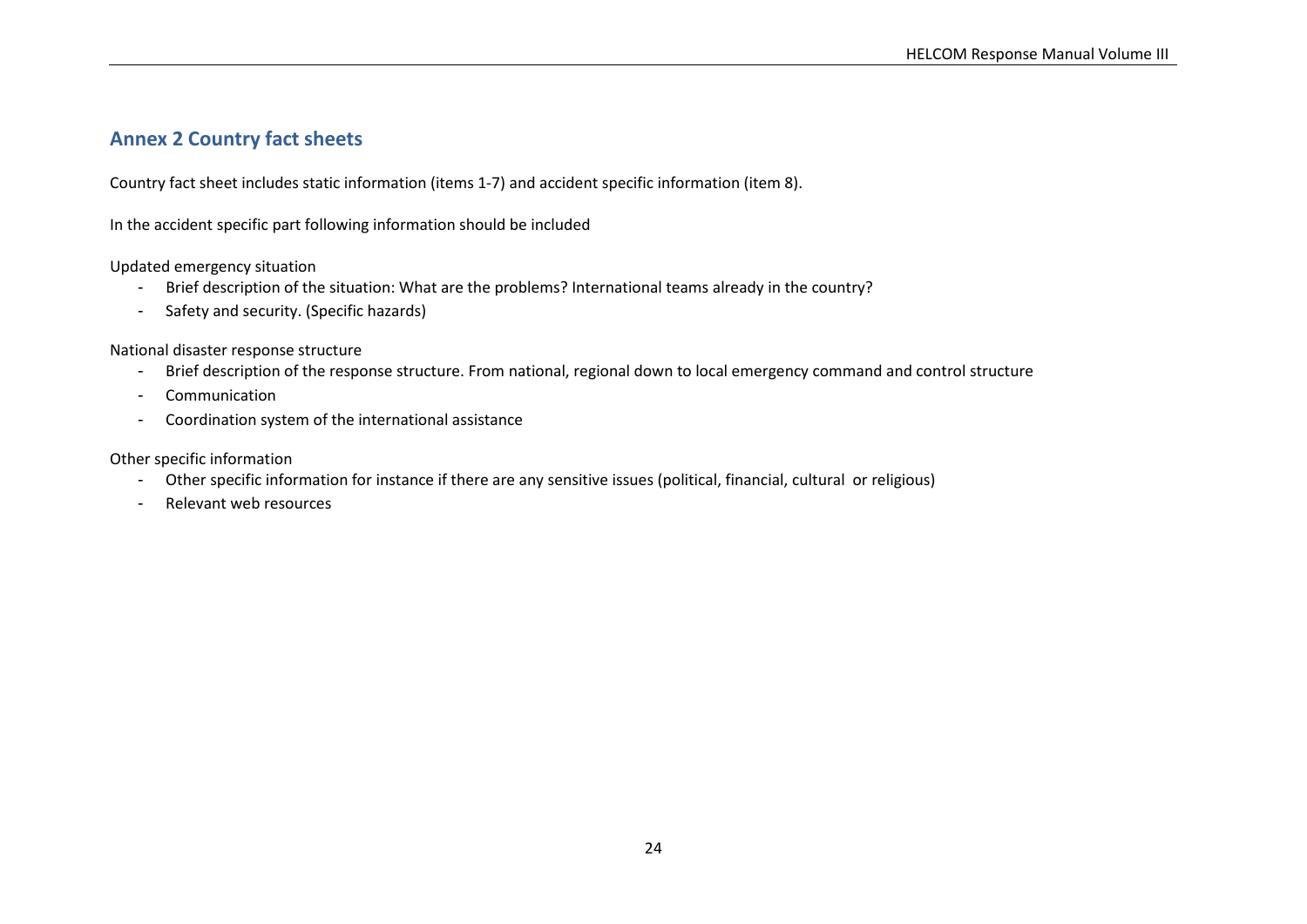## Annex 2 Country fact sheets

Country fact sheet includes static information (items 1-7) and accident specific information (item 8).

In the accident specific part following information should be included

Updated emergency situation

- Brief description of the situation: What are the problems? International teams already in the country?
- Safety and security. (Specific hazards)

National disaster response structure

- Brief description of the response structure. From national, regional down to local emergency command and control structure
- Communication
- Coordination system of the international assistance

Other specific information

- Other specific information for instance if there are any sensitive issues (political, financial, cultural or religious)
- Relevant web resources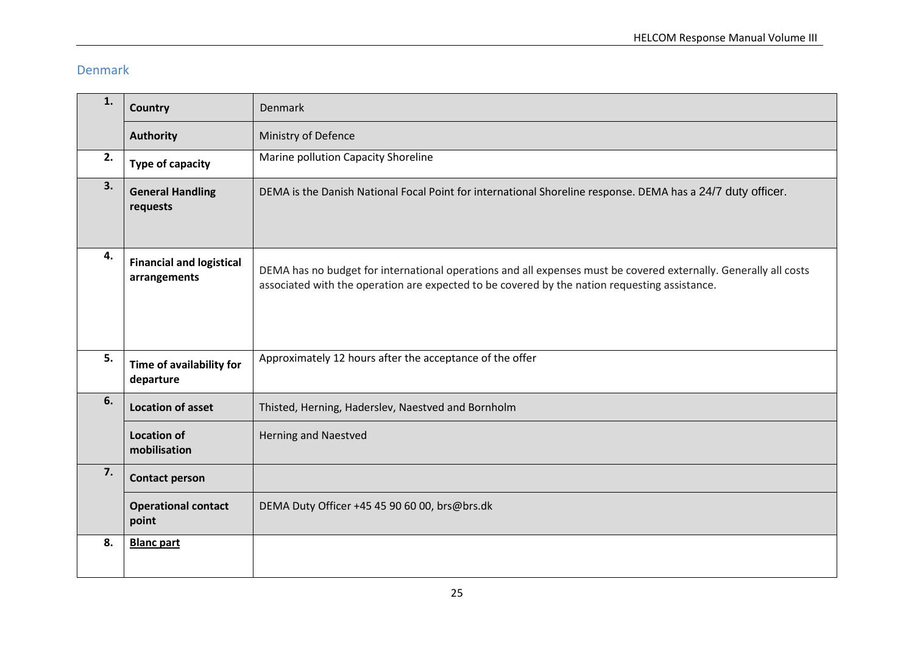## Denmark

| | | |
|---|---|---|
| **1.** | **Country** | Denmark |
| | **Authority** | Ministry of Defence |
| **2.** | **Type of capacity** | Marine pollution Capacity Shoreline |
| **3.** | **General Handling requests** | DEMA is the Danish National Focal Point for international Shoreline response. DEMA has a 24/7 duty officer. |
| **4.** | **Financial and logistical arrangements** | DEMA has no budget for international operations and all expenses must be covered externally. Generally all costs associated with the operation are expected to be covered by the nation requesting assistance. |
| **5.** | **Time of availability for departure** | Approximately 12 hours after the acceptance of the offer |
| **6.** | **Location of asset** | Thisted, Herning, Haderslev, Naestved and Bornholm |
| | **Location of mobilisation** | Herning and Naestved |
| **7.** | **Contact person** | |
| | **Operational contact point** | DEMA Duty Officer +45 45 90 60 00, brs@brs.dk |
| **8.** | **Blanc part** | |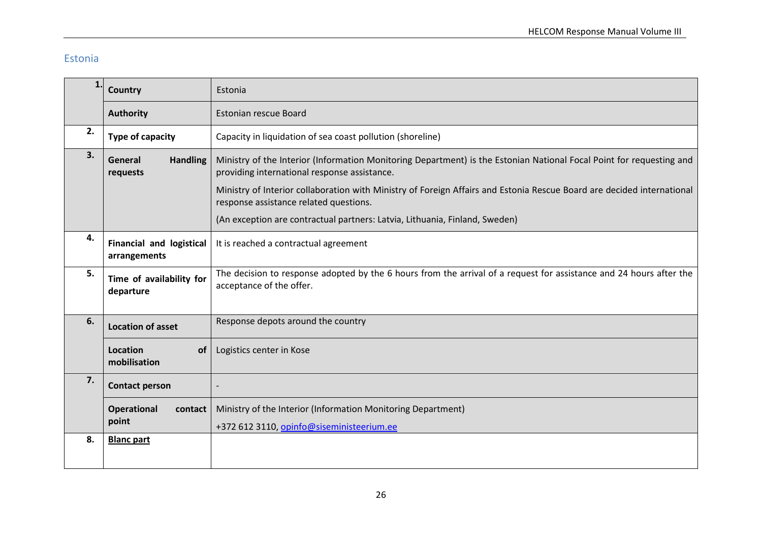## Estonia

| | | |
|---|---|---|
| 1. | **Country** | Estonia |
| | **Authority** | Estonian rescue Board |
| 2. | **Type of capacity** | Capacity in liquidation of sea coast pollution (shoreline) |
| 3. | **General Handling requests** | Ministry of the Interior (Information Monitoring Department) is the Estonian National Focal Point for requesting and providing international response assistance.<br><br>Ministry of Interior collaboration with Ministry of Foreign Affairs and Estonia Rescue Board are decided international response assistance related questions.<br><br>(An exception are contractual partners: Latvia, Lithuania, Finland, Sweden) |
| 4. | **Financial and logistical arrangements** | It is reached a contractual agreement |
| 5. | **Time of availability for departure** | The decision to response adopted by the 6 hours from the arrival of a request for assistance and 24 hours after the acceptance of the offer. |
| 6. | **Location of asset** | Response depots around the country |
| | **Location of mobilisation** | Logistics center in Kose |
| 7. | **Contact person** | - |
| | **Operational contact point** | Ministry of the Interior (Information Monitoring Department)<br><br>+372 612 3110, opinfo@siseministeerium.ee |
| 8. | **Blanc part** | |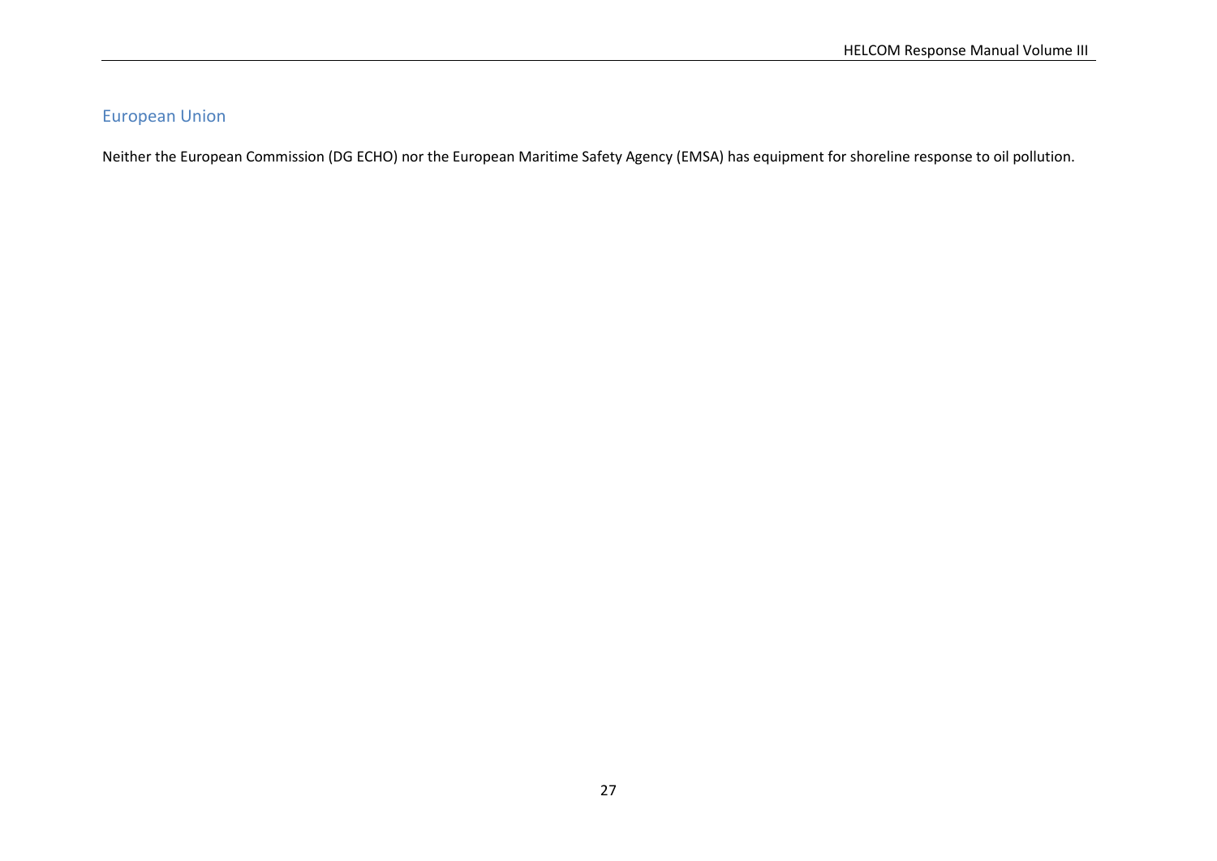## European Union

Neither the European Commission (DG ECHO) nor the European Maritime Safety Agency (EMSA) has equipment for shoreline response to oil pollution.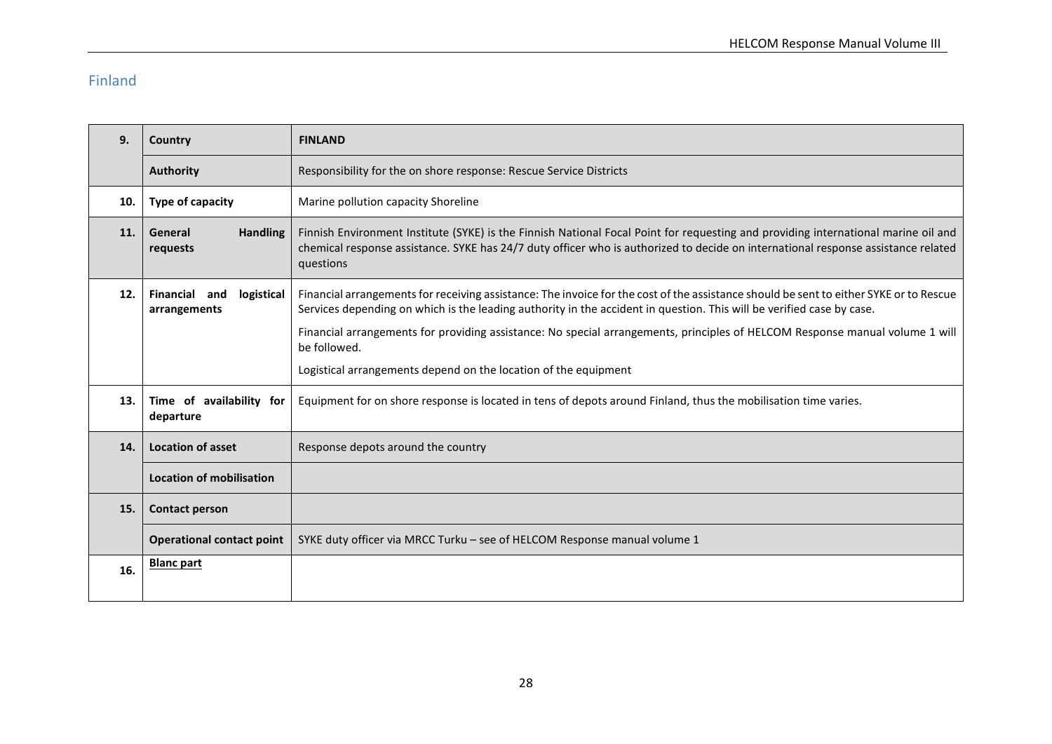## Finland

| 9. | Country | FINLAND |
|---|---|---|
| | Authority | Responsibility for the on shore response: Rescue Service Districts |
| 10. | Type of capacity | Marine pollution capacity Shoreline |
| 11. | General Handling requests | Finnish Environment Institute (SYKE) is the Finnish National Focal Point for requesting and providing international marine oil and chemical response assistance. SYKE has 24/7 duty officer who is authorized to decide on international response assistance related questions |
| 12. | Financial and logistical arrangements | Financial arrangements for receiving assistance: The invoice for the cost of the assistance should be sent to either SYKE or to Rescue Services depending on which is the leading authority in the accident in question. This will be verified case by case.<br><br>Financial arrangements for providing assistance: No special arrangements, principles of HELCOM Response manual volume 1 will be followed.<br><br>Logistical arrangements depend on the location of the equipment |
| 13. | Time of availability for departure | Equipment for on shore response is located in tens of depots around Finland, thus the mobilisation time varies. |
| 14. | Location of asset | Response depots around the country |
| | Location of mobilisation | |
| 15. | Contact person | |
| | Operational contact point | SYKE duty officer via MRCC Turku – see of HELCOM Response manual volume 1 |
| 16. | Blanc part | |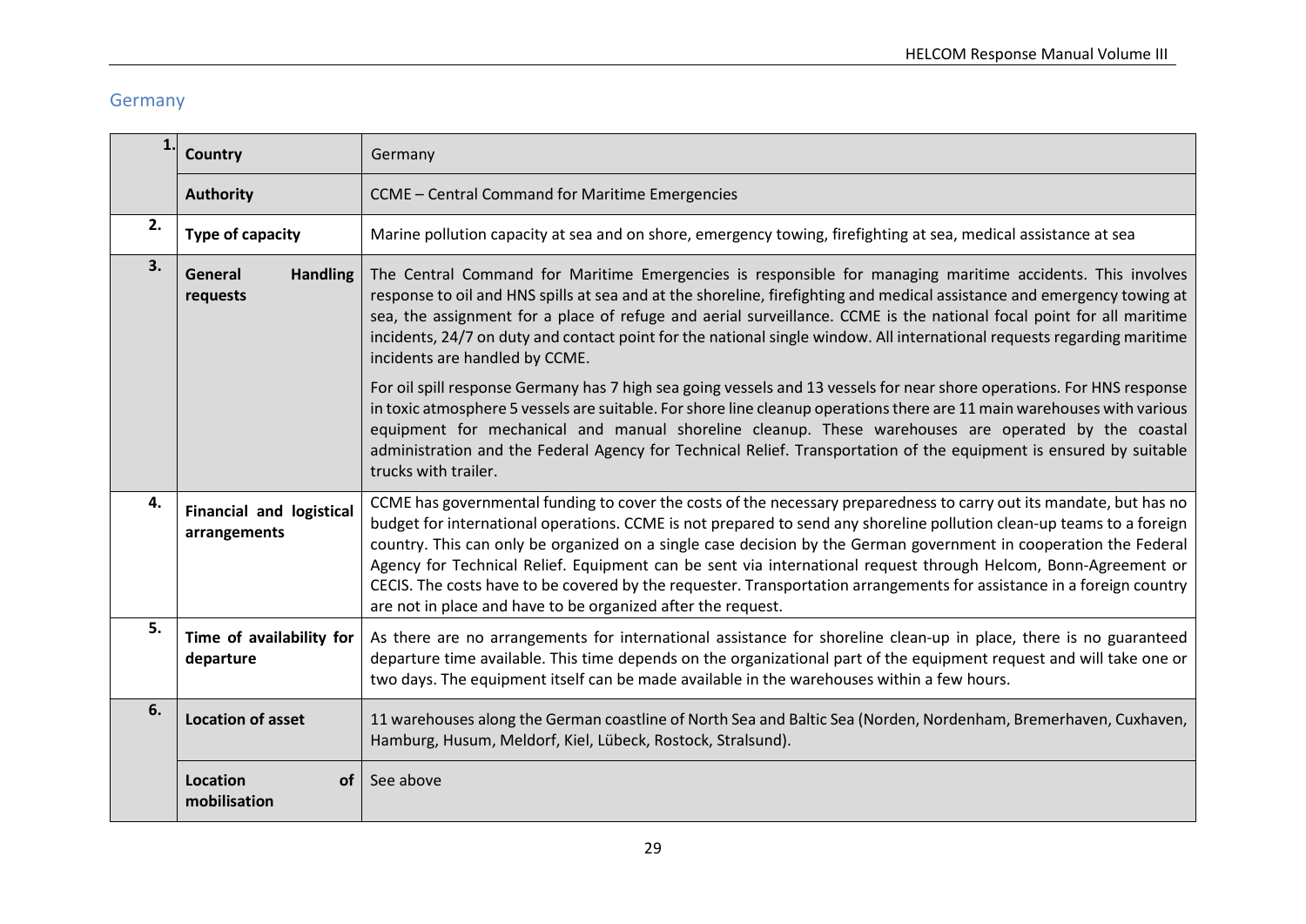## Germany

| | | |
|---|---|---|
| 1. | **Country** | Germany |
| | **Authority** | CCME – Central Command for Maritime Emergencies |
| 2. | **Type of capacity** | Marine pollution capacity at sea and on shore, emergency towing, firefighting at sea, medical assistance at sea |
| 3. | **General Handling requests** | The Central Command for Maritime Emergencies is responsible for managing maritime accidents. This involves response to oil and HNS spills at sea and at the shoreline, firefighting and medical assistance and emergency towing at sea, the assignment for a place of refuge and aerial surveillance. CCME is the national focal point for all maritime incidents, 24/7 on duty and contact point for the national single window. All international requests regarding maritime incidents are handled by CCME.<br><br>For oil spill response Germany has 7 high sea going vessels and 13 vessels for near shore operations. For HNS response in toxic atmosphere 5 vessels are suitable. For shore line cleanup operations there are 11 main warehouses with various equipment for mechanical and manual shoreline cleanup. These warehouses are operated by the coastal administration and the Federal Agency for Technical Relief. Transportation of the equipment is ensured by suitable trucks with trailer. |
| 4. | **Financial and logistical arrangements** | CCME has governmental funding to cover the costs of the necessary preparedness to carry out its mandate, but has no budget for international operations. CCME is not prepared to send any shoreline pollution clean-up teams to a foreign country. This can only be organized on a single case decision by the German government in cooperation the Federal Agency for Technical Relief. Equipment can be sent via international request through Helcom, Bonn-Agreement or CECIS. The costs have to be covered by the requester. Transportation arrangements for assistance in a foreign country are not in place and have to be organized after the request. |
| 5. | **Time of availability for departure** | As there are no arrangements for international assistance for shoreline clean-up in place, there is no guaranteed departure time available. This time depends on the organizational part of the equipment request and will take one or two days. The equipment itself can be made available in the warehouses within a few hours. |
| 6. | **Location of asset** | 11 warehouses along the German coastline of North Sea and Baltic Sea (Norden, Nordenham, Bremerhaven, Cuxhaven, Hamburg, Husum, Meldorf, Kiel, Lübeck, Rostock, Stralsund). |
| | **Location of mobilisation** | See above |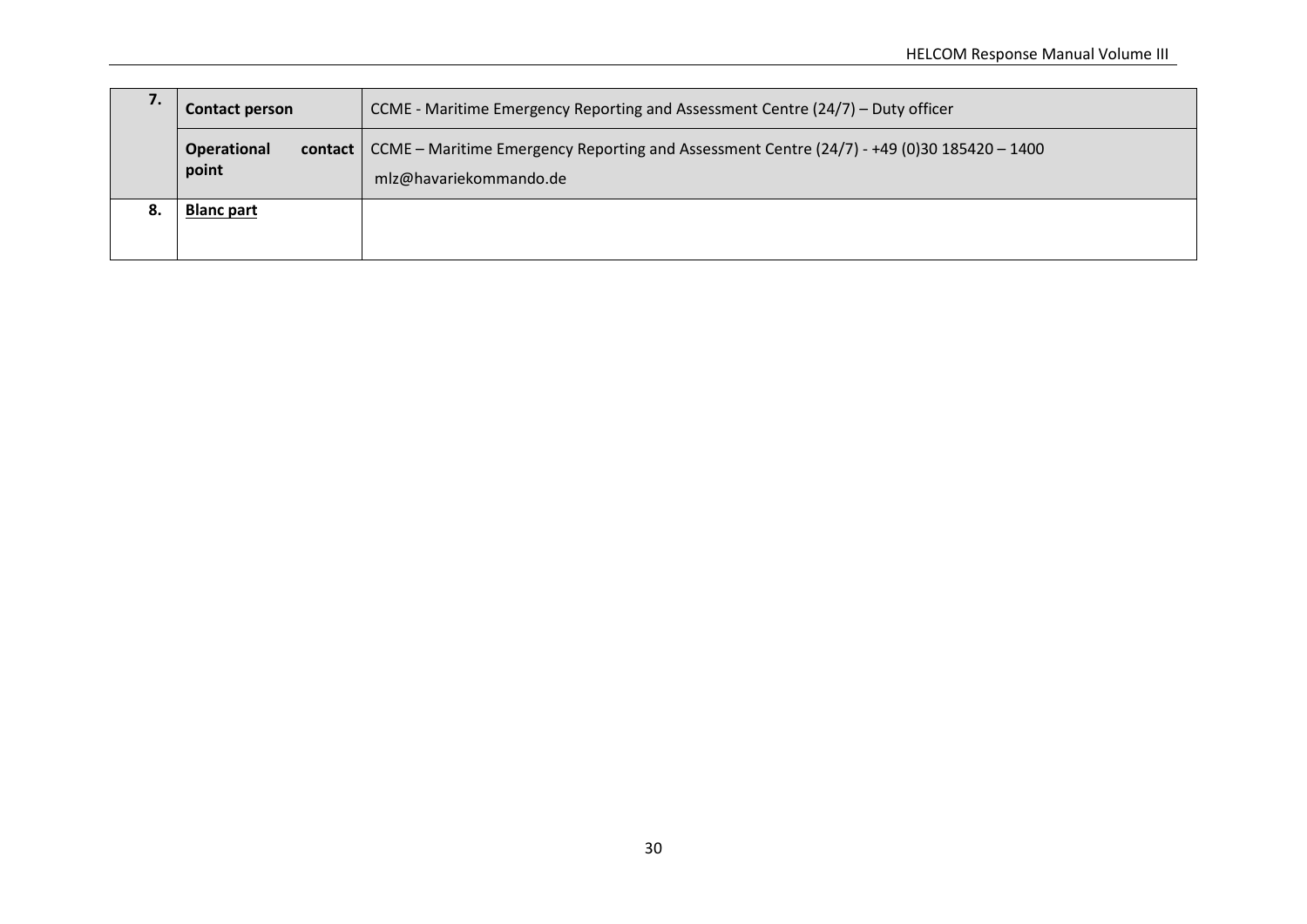| 7. | **Contact person** | CCME - Maritime Emergency Reporting and Assessment Centre (24/7) – Duty officer |
|---|---|---|
| | **Operational contact point** | CCME – Maritime Emergency Reporting and Assessment Centre (24/7) - +49 (0)30 185420 – 1400<br>mlz@havariekommando.de |
| 8. | **Blanc part** | |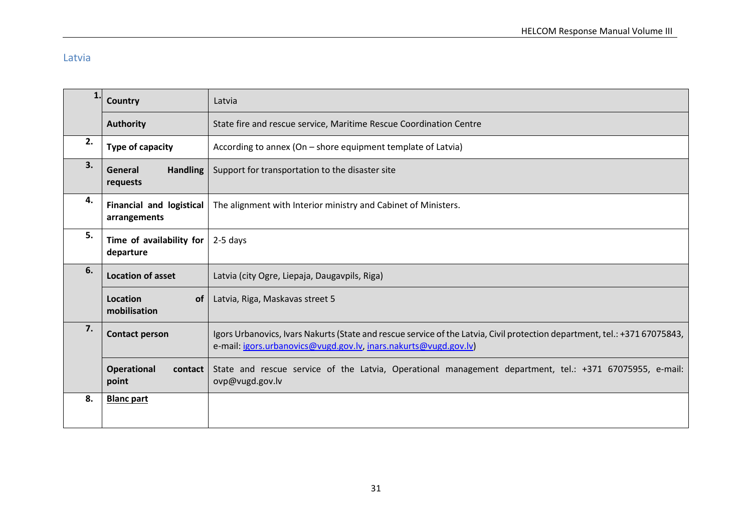## Latvia

| | | |
|---|---|---|
| 1. | **Country** | Latvia |
| | **Authority** | State fire and rescue service, Maritime Rescue Coordination Centre |
| 2. | **Type of capacity** | According to annex (On – shore equipment template of Latvia) |
| 3. | **General Handling requests** | Support for transportation to the disaster site |
| 4. | **Financial and logistical arrangements** | The alignment with Interior ministry and Cabinet of Ministers. |
| 5. | **Time of availability for departure** | 2-5 days |
| 6. | **Location of asset** | Latvia (city Ogre, Liepaja, Daugavpils, Riga) |
| | **Location of mobilisation** | Latvia, Riga, Maskavas street 5 |
| 7. | **Contact person** | Igors Urbanovics, Ivars Nakurts (State and rescue service of the Latvia, Civil protection department, tel.: +371 67075843, e-mail: igors.urbanovics@vugd.gov.lv, inars.nakurts@vugd.gov.lv) |
| | **Operational contact point** | State and rescue service of the Latvia, Operational management department, tel.: +371 67075955, e-mail: ovp@vugd.gov.lv |
| 8. | **Blanc part** | |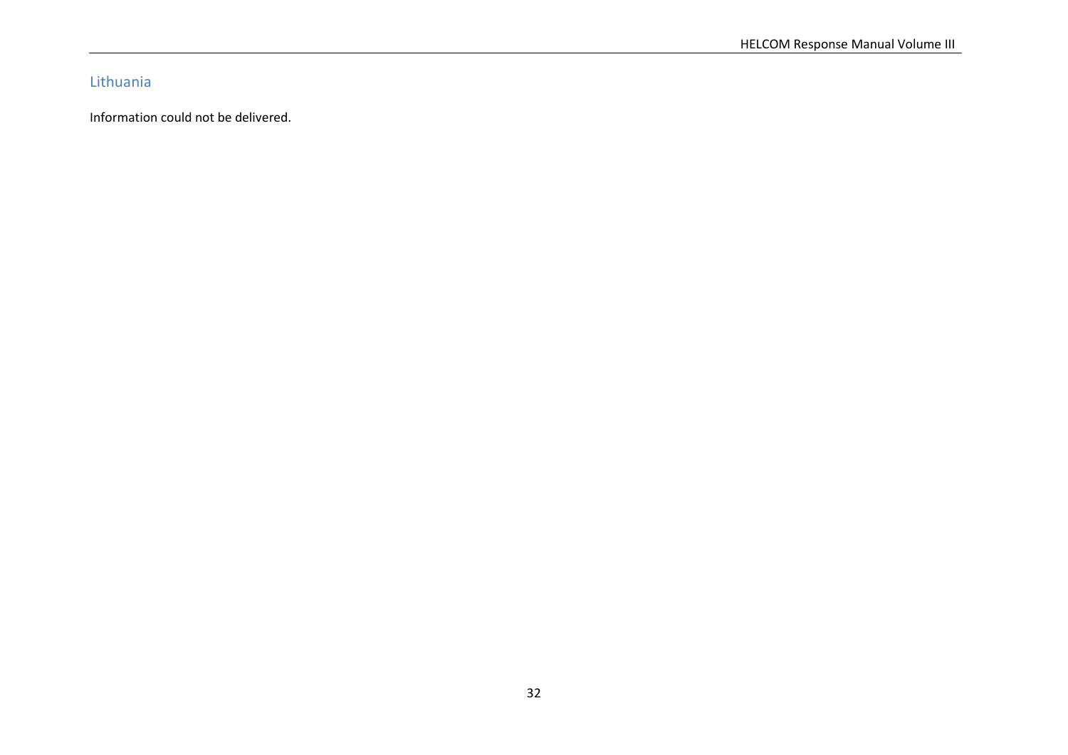## Lithuania

Information could not be delivered.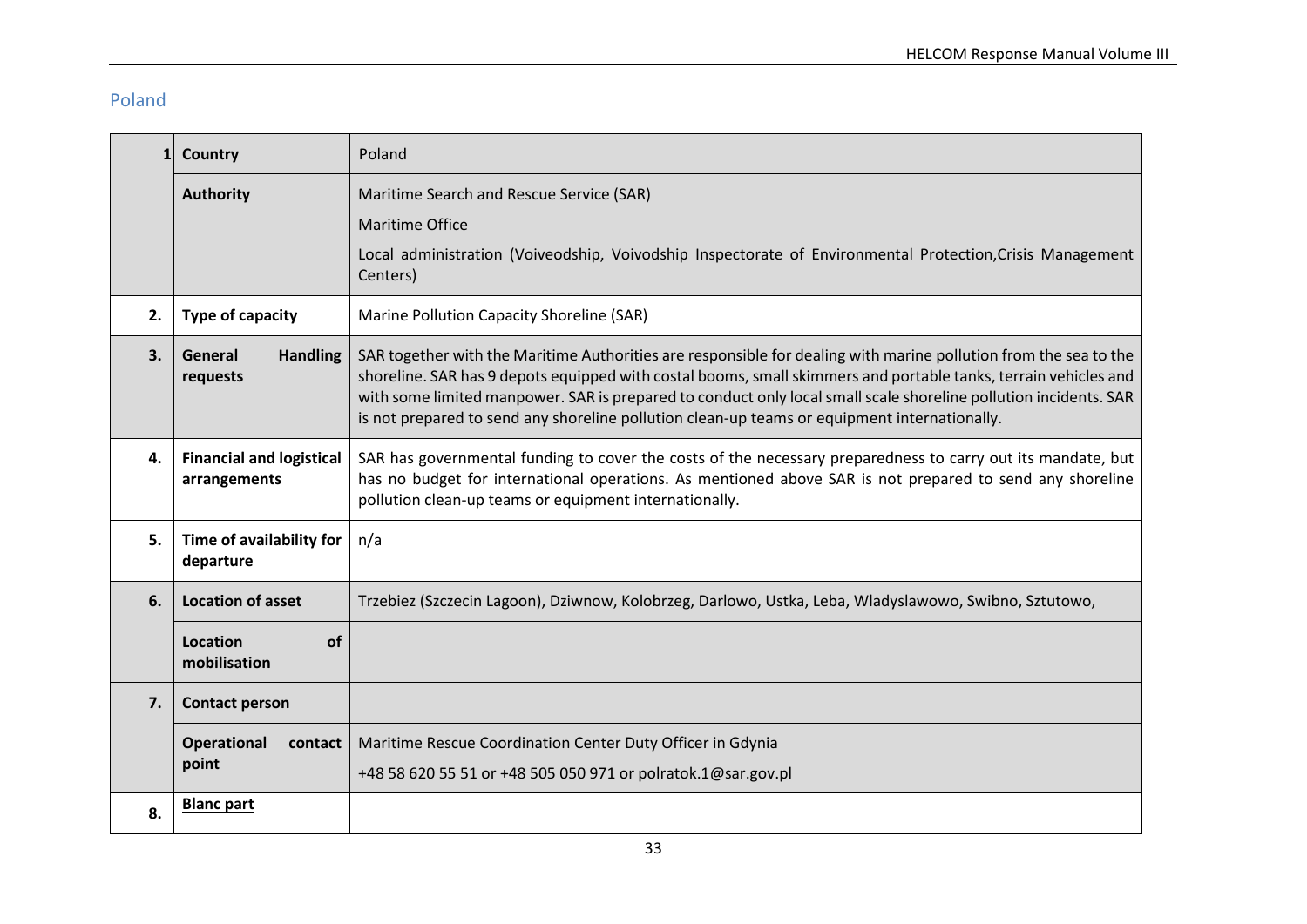## Poland

| | | |
|---|---|---|
| 1. | **Country** | Poland |
| | **Authority** | Maritime Search and Rescue Service (SAR)<br><br>Maritime Office<br><br>Local administration (Voiveodship, Voivodship Inspectorate of Environmental Protection,Crisis Management Centers) |
| 2. | **Type of capacity** | Marine Pollution Capacity Shoreline (SAR) |
| 3. | **General Handling requests** | SAR together with the Maritime Authorities are responsible for dealing with marine pollution from the sea to the shoreline. SAR has 9 depots equipped with costal booms, small skimmers and portable tanks, terrain vehicles and with some limited manpower. SAR is prepared to conduct only local small scale shoreline pollution incidents. SAR is not prepared to send any shoreline pollution clean-up teams or equipment internationally. |
| 4. | **Financial and logistical arrangements** | SAR has governmental funding to cover the costs of the necessary preparedness to carry out its mandate, but has no budget for international operations. As mentioned above SAR is not prepared to send any shoreline pollution clean-up teams or equipment internationally. |
| 5. | **Time of availability for departure** | n/a |
| 6. | **Location of asset** | Trzebiez (Szczecin Lagoon), Dziwnow, Kolobrzeg, Darlowo, Ustka, Leba, Wladyslawowo, Swibno, Sztutowo, |
| | **Location of mobilisation** | |
| 7. | **Contact person** | |
| | **Operational contact point** | Maritime Rescue Coordination Center Duty Officer in Gdynia<br><br>+48 58 620 55 51 or +48 505 050 971 or polratok.1@sar.gov.pl |
| 8. | **Blanc part** | |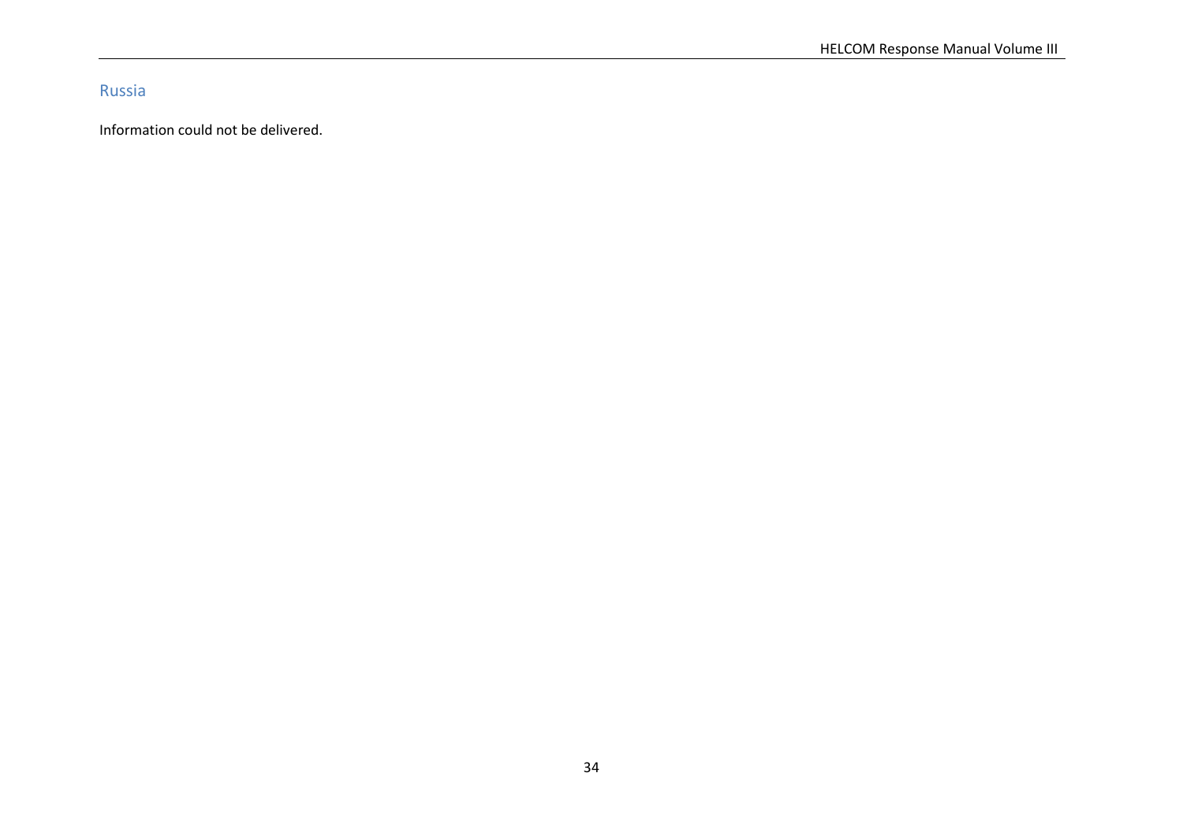## Russia

Information could not be delivered.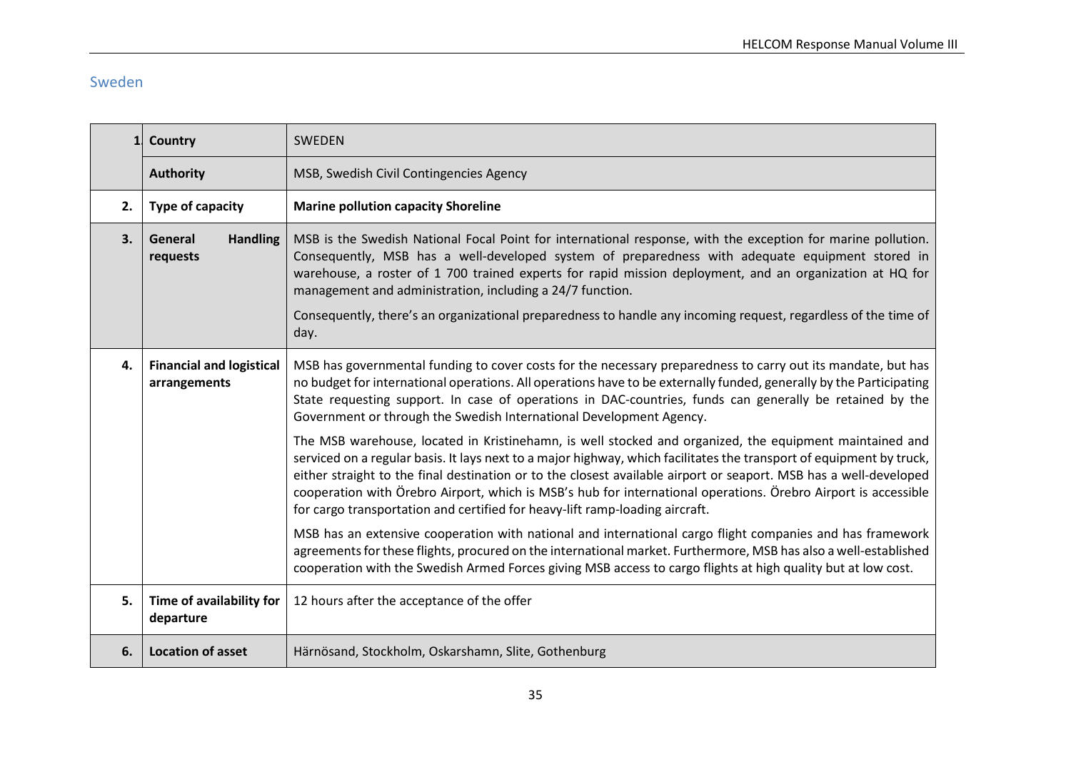## Sweden

| 1. | Country | SWEDEN |
|---|---|---|
| | **Authority** | MSB, Swedish Civil Contingencies Agency |
| **2.** | **Type of capacity** | **Marine pollution capacity Shoreline** |
| **3.** | **General Handling requests** | MSB is the Swedish National Focal Point for international response, with the exception for marine pollution. Consequently, MSB has a well-developed system of preparedness with adequate equipment stored in warehouse, a roster of 1 700 trained experts for rapid mission deployment, and an organization at HQ for management and administration, including a 24/7 function.<br><br>Consequently, there's an organizational preparedness to handle any incoming request, regardless of the time of day. |
| **4.** | **Financial and logistical arrangements** | MSB has governmental funding to cover costs for the necessary preparedness to carry out its mandate, but has no budget for international operations. All operations have to be externally funded, generally by the Participating State requesting support. In case of operations in DAC-countries, funds can generally be retained by the Government or through the Swedish International Development Agency.<br><br>The MSB warehouse, located in Kristinehamn, is well stocked and organized, the equipment maintained and serviced on a regular basis. It lays next to a major highway, which facilitates the transport of equipment by truck, either straight to the final destination or to the closest available airport or seaport. MSB has a well-developed cooperation with Örebro Airport, which is MSB's hub for international operations. Örebro Airport is accessible for cargo transportation and certified for heavy-lift ramp-loading aircraft.<br><br>MSB has an extensive cooperation with national and international cargo flight companies and has framework agreements for these flights, procured on the international market. Furthermore, MSB has also a well-established cooperation with the Swedish Armed Forces giving MSB access to cargo flights at high quality but at low cost. |
| **5.** | **Time of availability for departure** | 12 hours after the acceptance of the offer |
| **6.** | **Location of asset** | Härnösand, Stockholm, Oskarshamn, Slite, Gothenburg |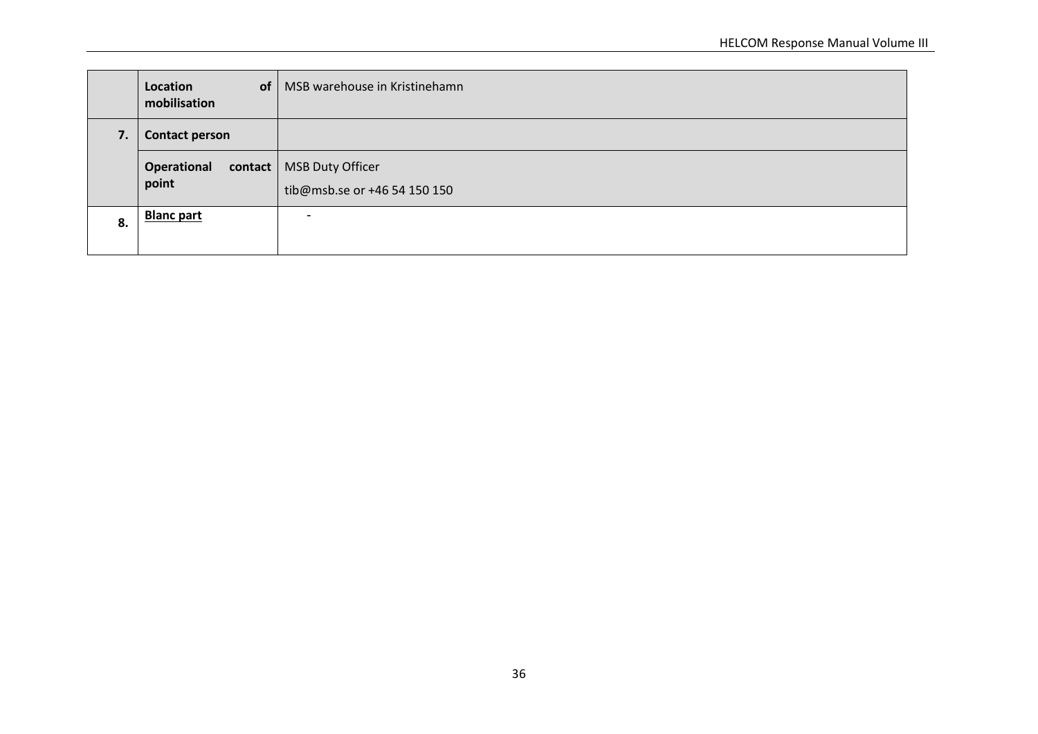|  |  |  |
|---|---|---|
|  | **Location of mobilisation** | MSB warehouse in Kristinehamn |
| **7.** | **Contact person** |  |
|  | **Operational contact point** | MSB Duty Officer<br>tib@msb.se or +46 54 150 150 |
| **8.** | **Blanc part** | - |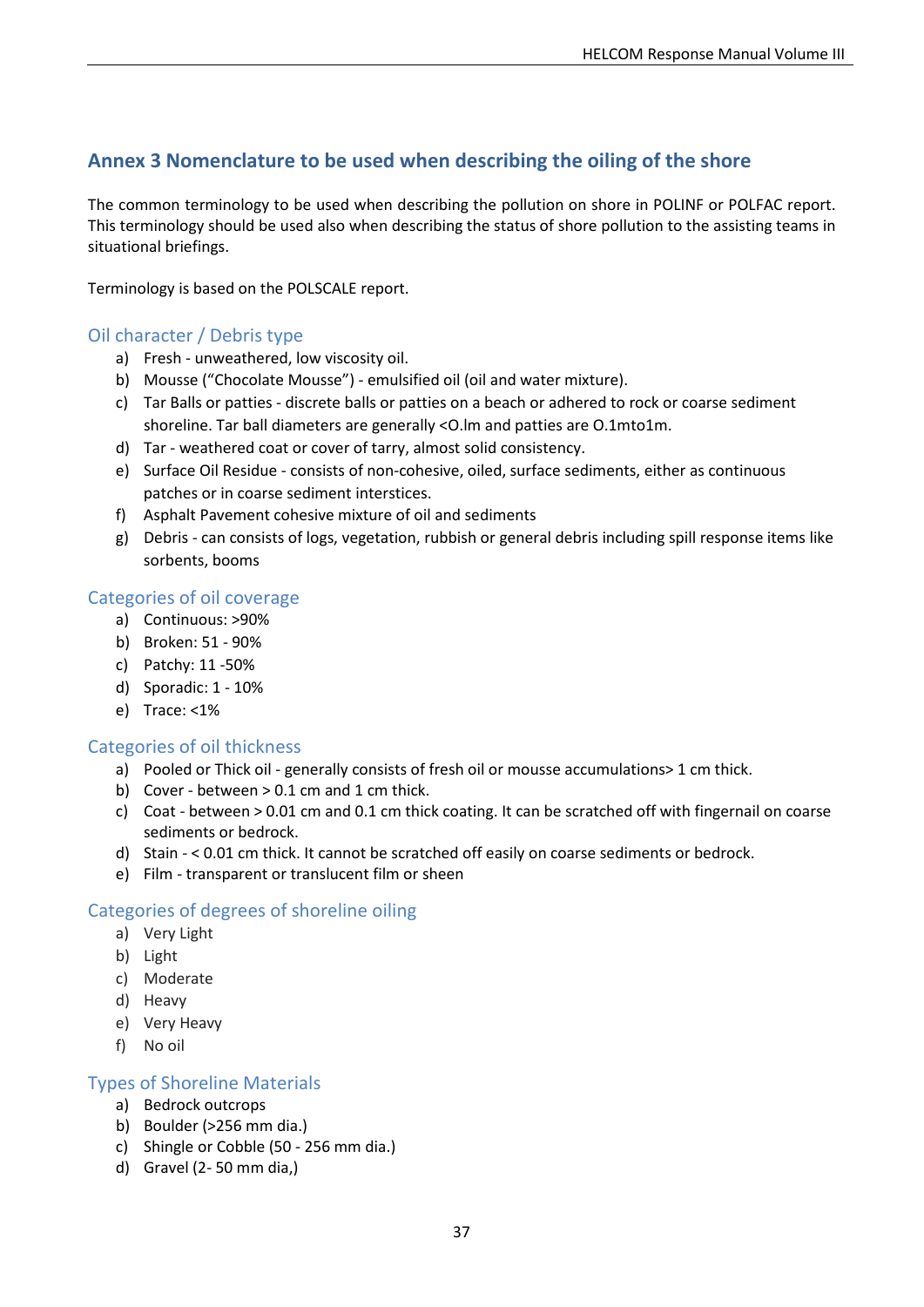## Annex 3 Nomenclature to be used when describing the oiling of the shore

The common terminology to be used when describing the pollution on shore in POLINF or POLFAC report. This terminology should be used also when describing the status of shore pollution to the assisting teams in situational briefings.

Terminology is based on the POLSCALE report.

### Oil character / Debris type

a) Fresh - unweathered, low viscosity oil.
b) Mousse ("Chocolate Mousse") - emulsified oil (oil and water mixture).
c) Tar Balls or patties - discrete balls or patties on a beach or adhered to rock or coarse sediment shoreline. Tar ball diameters are generally <O.lm and patties are O.1mto1m.
d) Tar - weathered coat or cover of tarry, almost solid consistency.
e) Surface Oil Residue - consists of non-cohesive, oiled, surface sediments, either as continuous patches or in coarse sediment interstices.
f) Asphalt Pavement cohesive mixture of oil and sediments
g) Debris - can consists of logs, vegetation, rubbish or general debris including spill response items like sorbents, booms

### Categories of oil coverage

a) Continuous: >90%
b) Broken: 51 - 90%
c) Patchy: 11 -50%
d) Sporadic: 1 - 10%
e) Trace: <1%

### Categories of oil thickness

a) Pooled or Thick oil - generally consists of fresh oil or mousse accumulations> 1 cm thick.
b) Cover - between > 0.1 cm and 1 cm thick.
c) Coat - between > 0.01 cm and 0.1 cm thick coating. It can be scratched off with fingernail on coarse sediments or bedrock.
d) Stain - < 0.01 cm thick. It cannot be scratched off easily on coarse sediments or bedrock.
e) Film - transparent or translucent film or sheen

### Categories of degrees of shoreline oiling

a) Very Light
b) Light
c) Moderate
d) Heavy
e) Very Heavy
f) No oil

### Types of Shoreline Materials

a) Bedrock outcrops
b) Boulder (>256 mm dia.)
c) Shingle or Cobble (50 - 256 mm dia.)
d) Gravel (2- 50 mm dia,)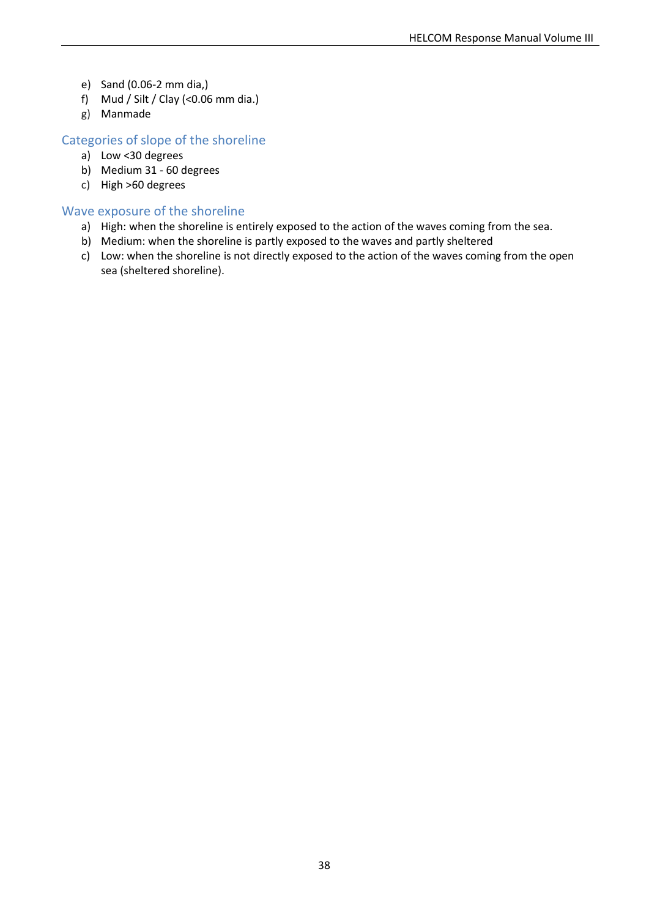e) Sand (0.06-2 mm dia,)
f) Mud / Silt / Clay (<0.06 mm dia.)
g) Manmade

### Categories of slope of the shoreline

a) Low <30 degrees
b) Medium 31 - 60 degrees
c) High >60 degrees

### Wave exposure of the shoreline

a) High: when the shoreline is entirely exposed to the action of the waves coming from the sea.
b) Medium: when the shoreline is partly exposed to the waves and partly sheltered
c) Low: when the shoreline is not directly exposed to the action of the waves coming from the open sea (sheltered shoreline).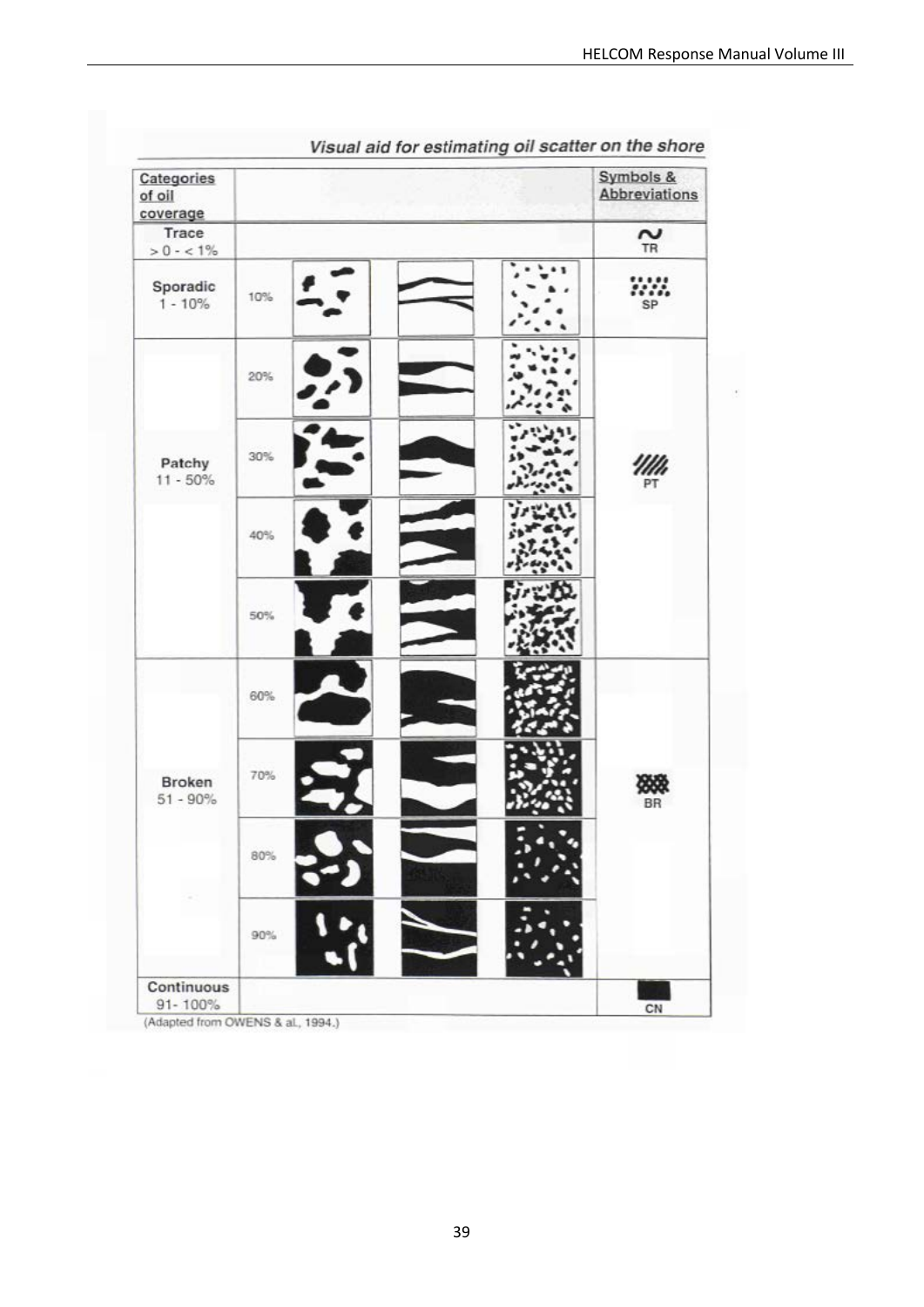*Visual aid for estimating oil scatter on the shore*

| Categories of oil coverage | | Symbols & Abbreviations |
| --- | --- | --- |
| Trace > 0 - < 1% | | TR |
| Sporadic 1 - 10% | 10% | SP |
| Patchy 11 - 50% | 20% | PT |
| | 30% | |
| | 40% | |
| | 50% | |
| Broken 51 - 90% | 60% | BR |
| | 70% | |
| | 80% | |
| | 90% | |
| Continuous 91- 100% | | CN |

(Adapted from OWENS & al., 1994.)